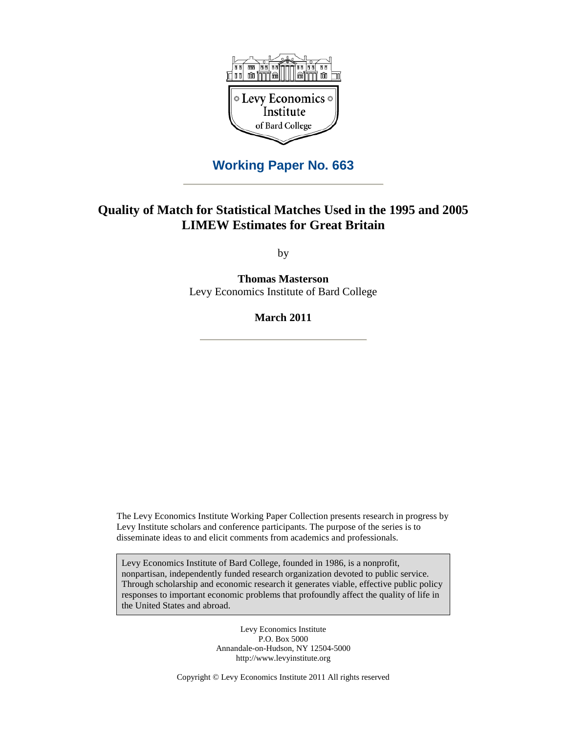Levy Economics Institute of Bard College

## Working Paper No. 663

# Quality of Match for Statistical Matches Used in the 1995 and 2005 LIMEW Estimates for Great Britain

by

**Thomas Masterson**
Levy Economics Institute of Bard College

**March 2011**

The Levy Economics Institute Working Paper Collection presents research in progress by Levy Institute scholars and conference participants. The purpose of the series is to disseminate ideas to and elicit comments from academics and professionals.

Levy Economics Institute of Bard College, founded in 1986, is a nonprofit, nonpartisan, independently funded research organization devoted to public service. Through scholarship and economic research it generates viable, effective public policy responses to important economic problems that profoundly affect the quality of life in the United States and abroad.

Levy Economics Institute
P.O. Box 5000
Annandale-on-Hudson, NY 12504-5000
http://www.levyinstitute.org

Copyright © Levy Economics Institute 2011 All rights reserved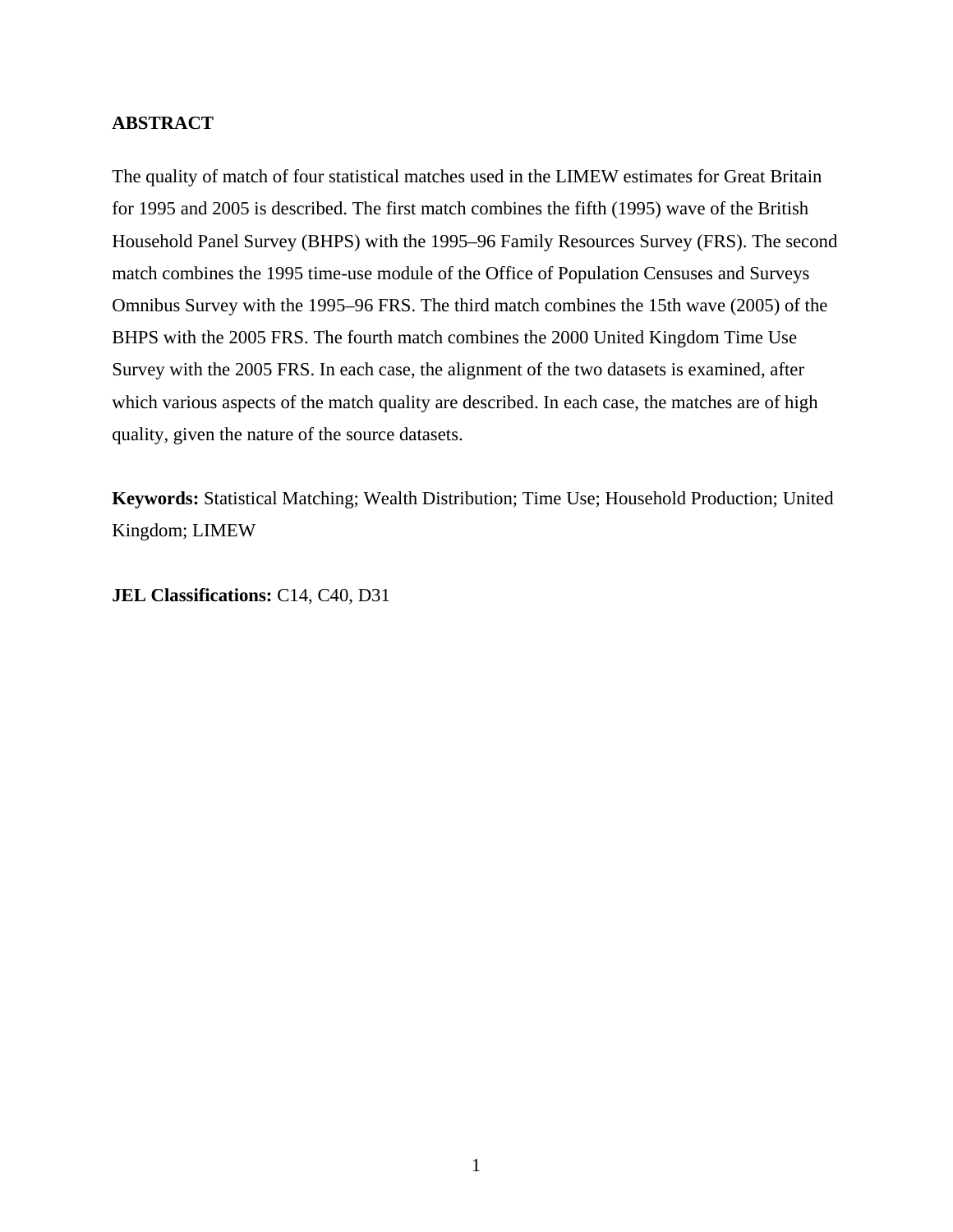**ABSTRACT**

The quality of match of four statistical matches used in the LIMEW estimates for Great Britain for 1995 and 2005 is described. The first match combines the fifth (1995) wave of the British Household Panel Survey (BHPS) with the 1995–96 Family Resources Survey (FRS). The second match combines the 1995 time-use module of the Office of Population Censuses and Surveys Omnibus Survey with the 1995–96 FRS. The third match combines the 15th wave (2005) of the BHPS with the 2005 FRS. The fourth match combines the 2000 United Kingdom Time Use Survey with the 2005 FRS. In each case, the alignment of the two datasets is examined, after which various aspects of the match quality are described. In each case, the matches are of high quality, given the nature of the source datasets.

**Keywords:** Statistical Matching; Wealth Distribution; Time Use; Household Production; United Kingdom; LIMEW

**JEL Classifications:** C14, C40, D31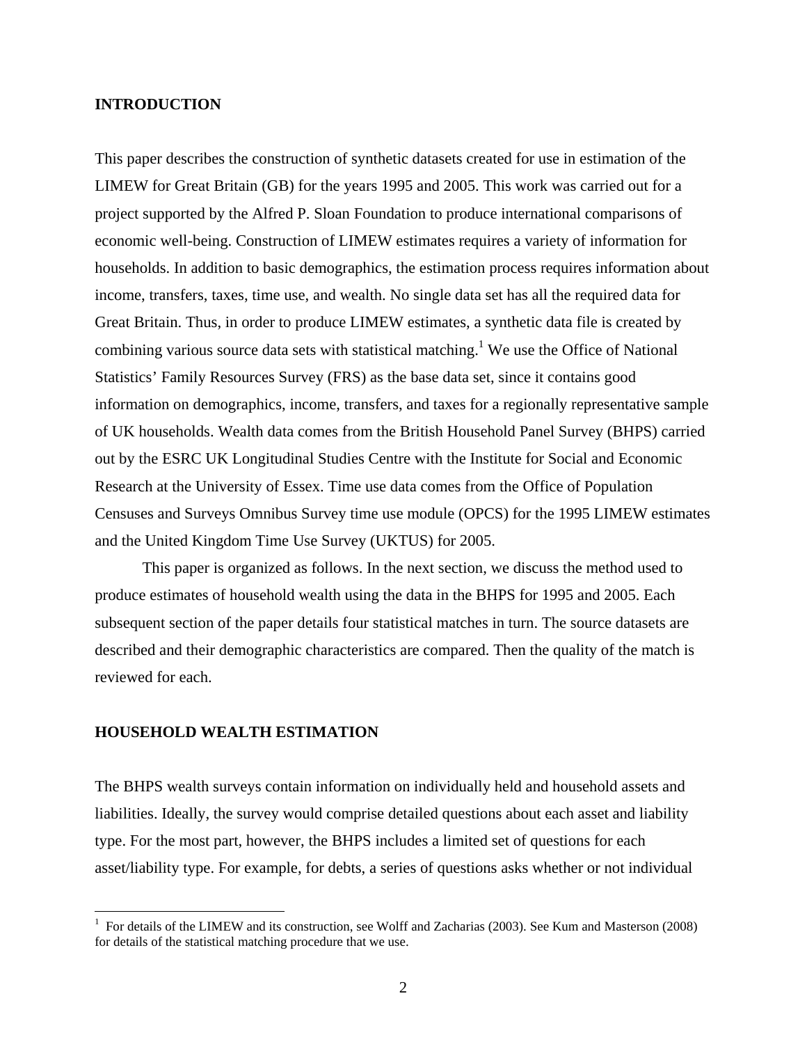## INTRODUCTION

This paper describes the construction of synthetic datasets created for use in estimation of the LIMEW for Great Britain (GB) for the years 1995 and 2005. This work was carried out for a project supported by the Alfred P. Sloan Foundation to produce international comparisons of economic well-being. Construction of LIMEW estimates requires a variety of information for households. In addition to basic demographics, the estimation process requires information about income, transfers, taxes, time use, and wealth. No single data set has all the required data for Great Britain. Thus, in order to produce LIMEW estimates, a synthetic data file is created by combining various source data sets with statistical matching.[1] We use the Office of National Statistics' Family Resources Survey (FRS) as the base data set, since it contains good information on demographics, income, transfers, and taxes for a regionally representative sample of UK households. Wealth data comes from the British Household Panel Survey (BHPS) carried out by the ESRC UK Longitudinal Studies Centre with the Institute for Social and Economic Research at the University of Essex. Time use data comes from the Office of Population Censuses and Surveys Omnibus Survey time use module (OPCS) for the 1995 LIMEW estimates and the United Kingdom Time Use Survey (UKTUS) for 2005.

This paper is organized as follows. In the next section, we discuss the method used to produce estimates of household wealth using the data in the BHPS for 1995 and 2005. Each subsequent section of the paper details four statistical matches in turn. The source datasets are described and their demographic characteristics are compared. Then the quality of the match is reviewed for each.

## HOUSEHOLD WEALTH ESTIMATION

The BHPS wealth surveys contain information on individually held and household assets and liabilities. Ideally, the survey would comprise detailed questions about each asset and liability type. For the most part, however, the BHPS includes a limited set of questions for each asset/liability type. For example, for debts, a series of questions asks whether or not individual

[1] For details of the LIMEW and its construction, see Wolff and Zacharias (2003). See Kum and Masterson (2008) for details of the statistical matching procedure that we use.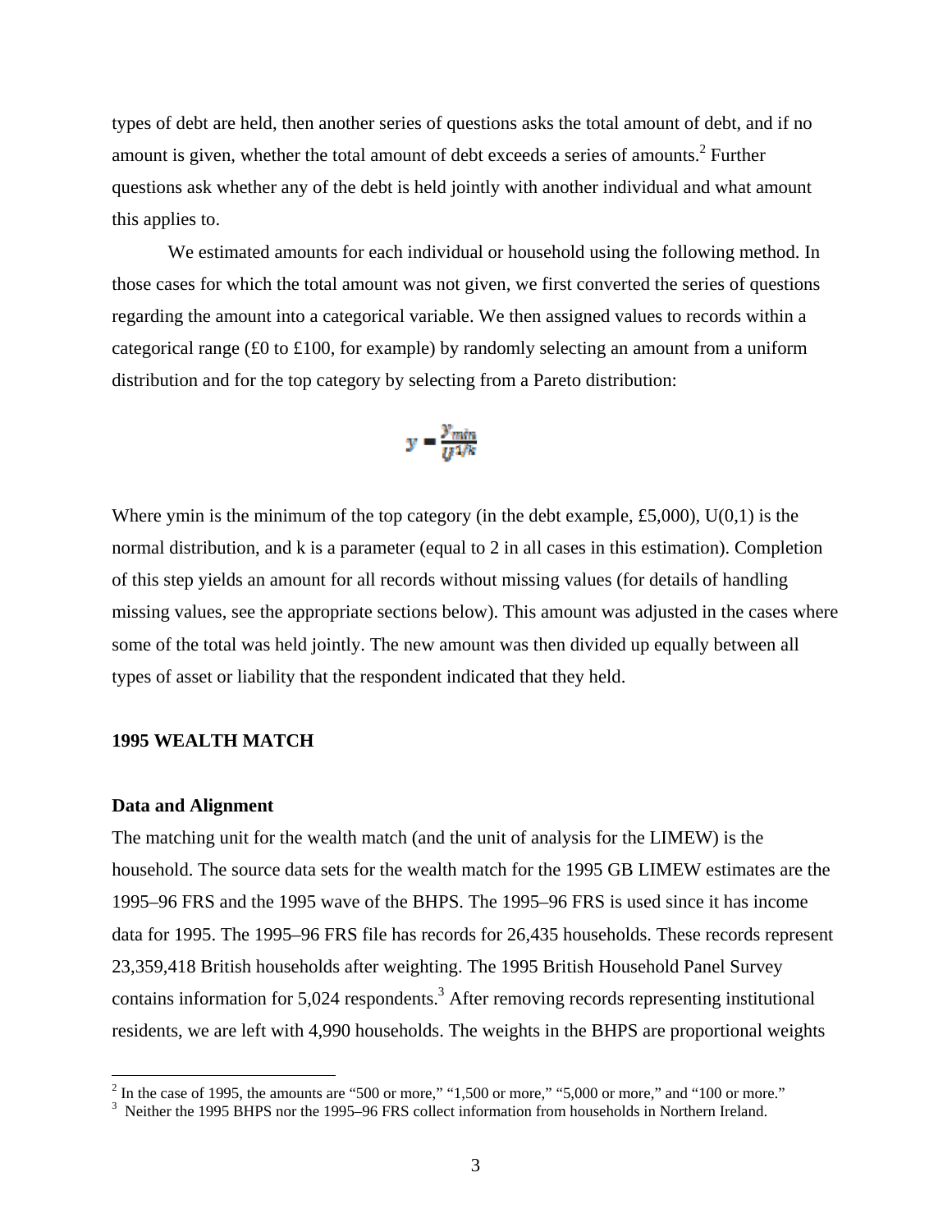types of debt are held, then another series of questions asks the total amount of debt, and if no amount is given, whether the total amount of debt exceeds a series of amounts.[2] Further questions ask whether any of the debt is held jointly with another individual and what amount this applies to.

We estimated amounts for each individual or household using the following method. In those cases for which the total amount was not given, we first converted the series of questions regarding the amount into a categorical variable. We then assigned values to records within a categorical range (£0 to £100, for example) by randomly selecting an amount from a uniform distribution and for the top category by selecting from a Pareto distribution:

$$y = \frac{y_{min}}{U^{1/k}}$$

Where ymin is the minimum of the top category (in the debt example, £5,000), U(0,1) is the normal distribution, and k is a parameter (equal to 2 in all cases in this estimation). Completion of this step yields an amount for all records without missing values (for details of handling missing values, see the appropriate sections below). This amount was adjusted in the cases where some of the total was held jointly. The new amount was then divided up equally between all types of asset or liability that the respondent indicated that they held.

## 1995 WEALTH MATCH

### Data and Alignment

The matching unit for the wealth match (and the unit of analysis for the LIMEW) is the household. The source data sets for the wealth match for the 1995 GB LIMEW estimates are the 1995–96 FRS and the 1995 wave of the BHPS. The 1995–96 FRS is used since it has income data for 1995. The 1995–96 FRS file has records for 26,435 households. These records represent 23,359,418 British households after weighting. The 1995 British Household Panel Survey contains information for 5,024 respondents.[3] After removing records representing institutional residents, we are left with 4,990 households. The weights in the BHPS are proportional weights

---

[2] In the case of 1995, the amounts are "500 or more," "1,500 or more," "5,000 or more," and "100 or more."

[3] Neither the 1995 BHPS nor the 1995–96 FRS collect information from households in Northern Ireland.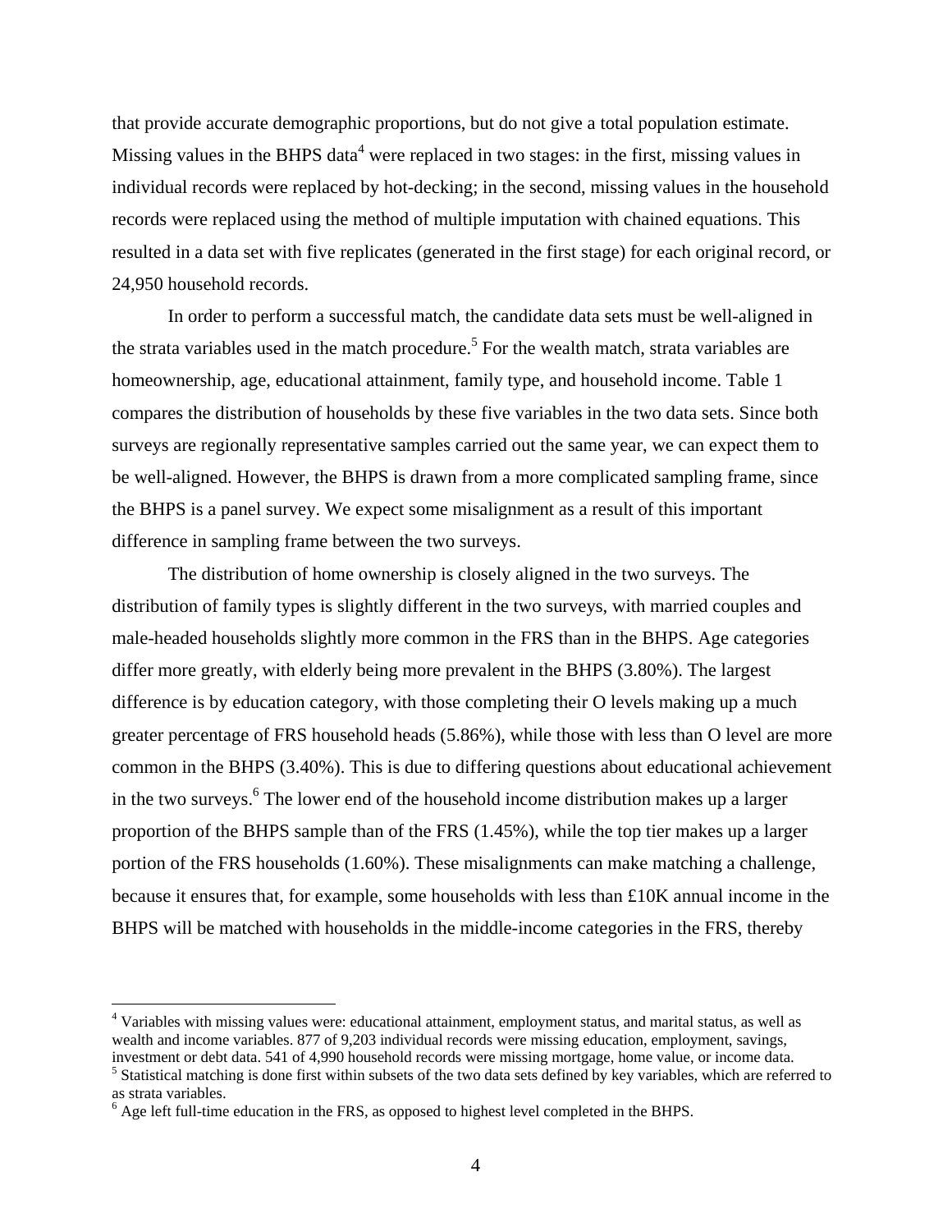that provide accurate demographic proportions, but do not give a total population estimate. Missing values in the BHPS data[4] were replaced in two stages: in the first, missing values in individual records were replaced by hot-decking; in the second, missing values in the household records were replaced using the method of multiple imputation with chained equations. This resulted in a data set with five replicates (generated in the first stage) for each original record, or 24,950 household records.

In order to perform a successful match, the candidate data sets must be well-aligned in the strata variables used in the match procedure.[5] For the wealth match, strata variables are homeownership, age, educational attainment, family type, and household income. Table 1 compares the distribution of households by these five variables in the two data sets. Since both surveys are regionally representative samples carried out the same year, we can expect them to be well-aligned. However, the BHPS is drawn from a more complicated sampling frame, since the BHPS is a panel survey. We expect some misalignment as a result of this important difference in sampling frame between the two surveys.

The distribution of home ownership is closely aligned in the two surveys. The distribution of family types is slightly different in the two surveys, with married couples and male-headed households slightly more common in the FRS than in the BHPS. Age categories differ more greatly, with elderly being more prevalent in the BHPS (3.80%). The largest difference is by education category, with those completing their O levels making up a much greater percentage of FRS household heads (5.86%), while those with less than O level are more common in the BHPS (3.40%). This is due to differing questions about educational achievement in the two surveys.[6] The lower end of the household income distribution makes up a larger proportion of the BHPS sample than of the FRS (1.45%), while the top tier makes up a larger portion of the FRS households (1.60%). These misalignments can make matching a challenge, because it ensures that, for example, some households with less than £10K annual income in the BHPS will be matched with households in the middle-income categories in the FRS, thereby

---

[4] Variables with missing values were: educational attainment, employment status, and marital status, as well as wealth and income variables. 877 of 9,203 individual records were missing education, employment, savings, investment or debt data. 541 of 4,990 household records were missing mortgage, home value, or income data.

[5] Statistical matching is done first within subsets of the two data sets defined by key variables, which are referred to as strata variables.

[6] Age left full-time education in the FRS, as opposed to highest level completed in the BHPS.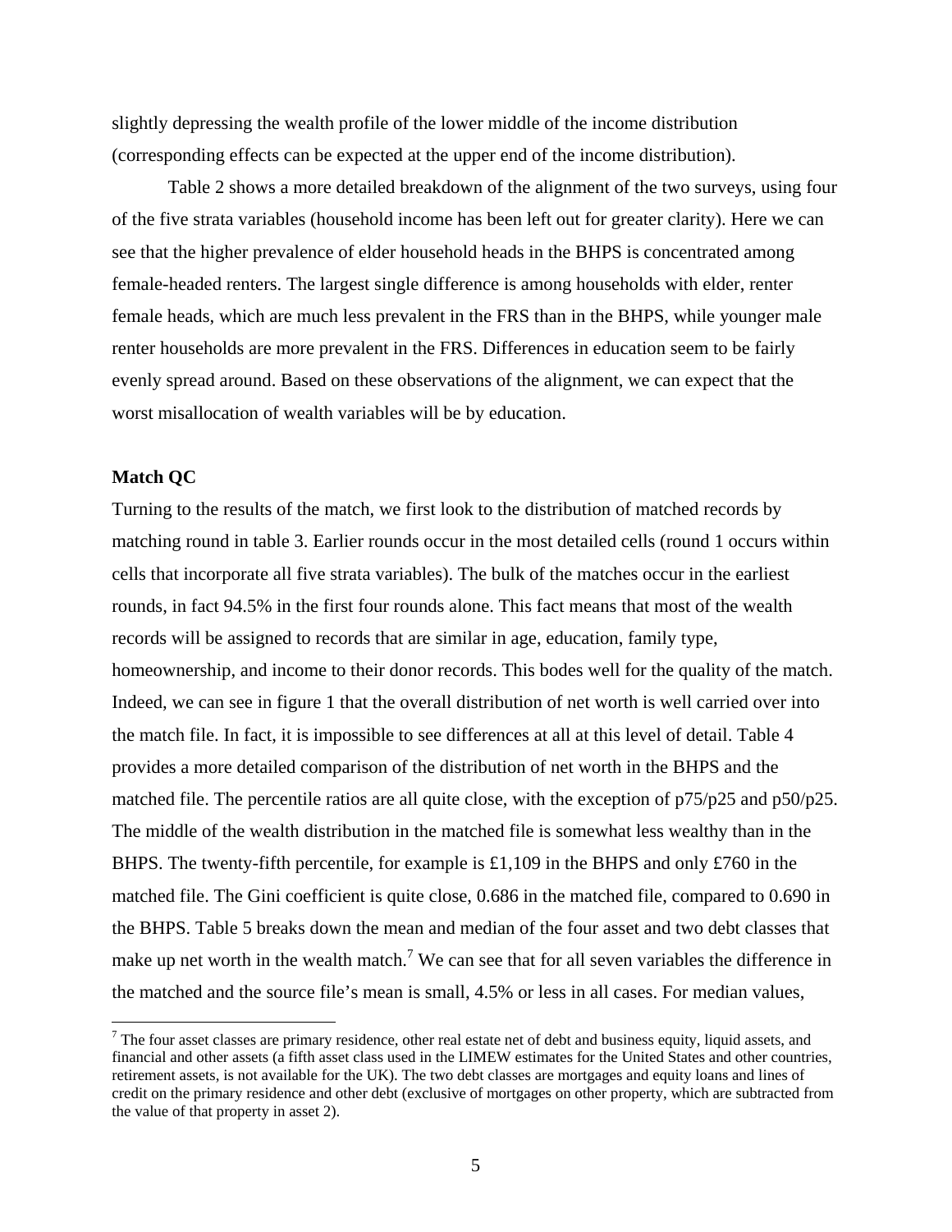slightly depressing the wealth profile of the lower middle of the income distribution (corresponding effects can be expected at the upper end of the income distribution).

Table 2 shows a more detailed breakdown of the alignment of the two surveys, using four of the five strata variables (household income has been left out for greater clarity). Here we can see that the higher prevalence of elder household heads in the BHPS is concentrated among female-headed renters. The largest single difference is among households with elder, renter female heads, which are much less prevalent in the FRS than in the BHPS, while younger male renter households are more prevalent in the FRS. Differences in education seem to be fairly evenly spread around. Based on these observations of the alignment, we can expect that the worst misallocation of wealth variables will be by education.

**Match QC**

Turning to the results of the match, we first look to the distribution of matched records by matching round in table 3. Earlier rounds occur in the most detailed cells (round 1 occurs within cells that incorporate all five strata variables). The bulk of the matches occur in the earliest rounds, in fact 94.5% in the first four rounds alone. This fact means that most of the wealth records will be assigned to records that are similar in age, education, family type, homeownership, and income to their donor records. This bodes well for the quality of the match. Indeed, we can see in figure 1 that the overall distribution of net worth is well carried over into the match file. In fact, it is impossible to see differences at all at this level of detail. Table 4 provides a more detailed comparison of the distribution of net worth in the BHPS and the matched file. The percentile ratios are all quite close, with the exception of p75/p25 and p50/p25. The middle of the wealth distribution in the matched file is somewhat less wealthy than in the BHPS. The twenty-fifth percentile, for example is £1,109 in the BHPS and only £760 in the matched file. The Gini coefficient is quite close, 0.686 in the matched file, compared to 0.690 in the BHPS. Table 5 breaks down the mean and median of the four asset and two debt classes that make up net worth in the wealth match.[7] We can see that for all seven variables the difference in the matched and the source file's mean is small, 4.5% or less in all cases. For median values,

[7] The four asset classes are primary residence, other real estate net of debt and business equity, liquid assets, and financial and other assets (a fifth asset class used in the LIMEW estimates for the United States and other countries, retirement assets, is not available for the UK). The two debt classes are mortgages and equity loans and lines of credit on the primary residence and other debt (exclusive of mortgages on other property, which are subtracted from the value of that property in asset 2).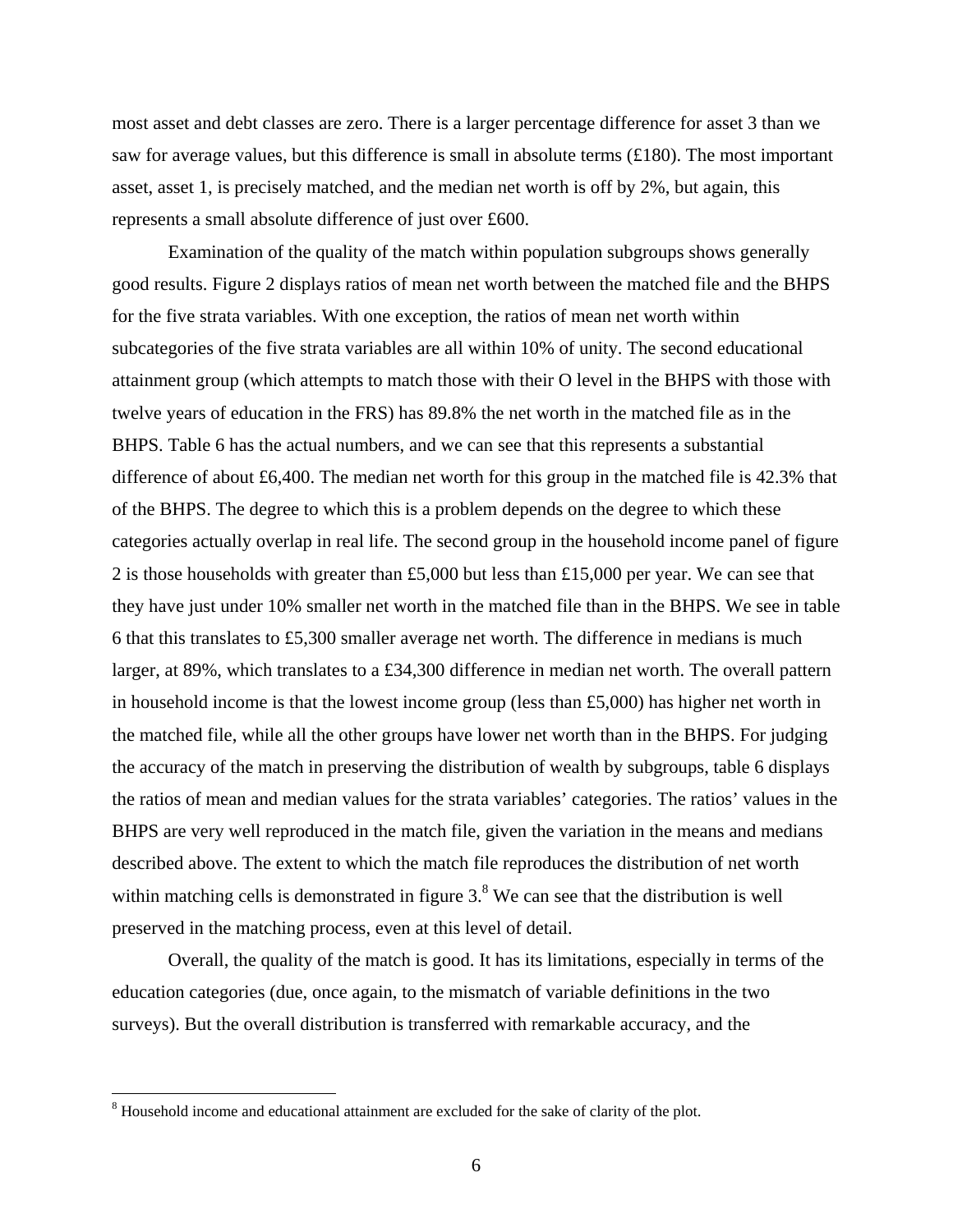most asset and debt classes are zero. There is a larger percentage difference for asset 3 than we saw for average values, but this difference is small in absolute terms (£180). The most important asset, asset 1, is precisely matched, and the median net worth is off by 2%, but again, this represents a small absolute difference of just over £600.

Examination of the quality of the match within population subgroups shows generally good results. Figure 2 displays ratios of mean net worth between the matched file and the BHPS for the five strata variables. With one exception, the ratios of mean net worth within subcategories of the five strata variables are all within 10% of unity. The second educational attainment group (which attempts to match those with their O level in the BHPS with those with twelve years of education in the FRS) has 89.8% the net worth in the matched file as in the BHPS. Table 6 has the actual numbers, and we can see that this represents a substantial difference of about £6,400. The median net worth for this group in the matched file is 42.3% that of the BHPS. The degree to which this is a problem depends on the degree to which these categories actually overlap in real life. The second group in the household income panel of figure 2 is those households with greater than £5,000 but less than £15,000 per year. We can see that they have just under 10% smaller net worth in the matched file than in the BHPS. We see in table 6 that this translates to £5,300 smaller average net worth. The difference in medians is much larger, at 89%, which translates to a £34,300 difference in median net worth. The overall pattern in household income is that the lowest income group (less than £5,000) has higher net worth in the matched file, while all the other groups have lower net worth than in the BHPS. For judging the accuracy of the match in preserving the distribution of wealth by subgroups, table 6 displays the ratios of mean and median values for the strata variables' categories. The ratios' values in the BHPS are very well reproduced in the match file, given the variation in the means and medians described above. The extent to which the match file reproduces the distribution of net worth within matching cells is demonstrated in figure 3.[8] We can see that the distribution is well preserved in the matching process, even at this level of detail.

Overall, the quality of the match is good. It has its limitations, especially in terms of the education categories (due, once again, to the mismatch of variable definitions in the two surveys). But the overall distribution is transferred with remarkable accuracy, and the

[8] Household income and educational attainment are excluded for the sake of clarity of the plot.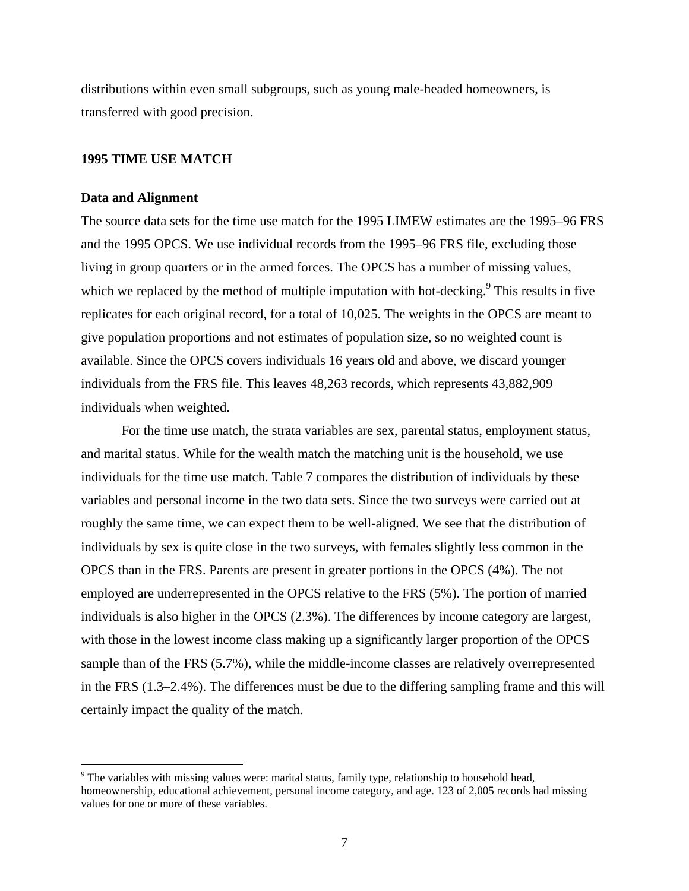distributions within even small subgroups, such as young male-headed homeowners, is transferred with good precision.

## 1995 TIME USE MATCH

### Data and Alignment

The source data sets for the time use match for the 1995 LIMEW estimates are the 1995–96 FRS and the 1995 OPCS. We use individual records from the 1995–96 FRS file, excluding those living in group quarters or in the armed forces. The OPCS has a number of missing values, which we replaced by the method of multiple imputation with hot-decking.[9] This results in five replicates for each original record, for a total of 10,025. The weights in the OPCS are meant to give population proportions and not estimates of population size, so no weighted count is available. Since the OPCS covers individuals 16 years old and above, we discard younger individuals from the FRS file. This leaves 48,263 records, which represents 43,882,909 individuals when weighted.

For the time use match, the strata variables are sex, parental status, employment status, and marital status. While for the wealth match the matching unit is the household, we use individuals for the time use match. Table 7 compares the distribution of individuals by these variables and personal income in the two data sets. Since the two surveys were carried out at roughly the same time, we can expect them to be well-aligned. We see that the distribution of individuals by sex is quite close in the two surveys, with females slightly less common in the OPCS than in the FRS. Parents are present in greater portions in the OPCS (4%). The not employed are underrepresented in the OPCS relative to the FRS (5%). The portion of married individuals is also higher in the OPCS (2.3%). The differences by income category are largest, with those in the lowest income class making up a significantly larger proportion of the OPCS sample than of the FRS (5.7%), while the middle-income classes are relatively overrepresented in the FRS (1.3–2.4%). The differences must be due to the differing sampling frame and this will certainly impact the quality of the match.

---

[9] The variables with missing values were: marital status, family type, relationship to household head, homeownership, educational achievement, personal income category, and age. 123 of 2,005 records had missing values for one or more of these variables.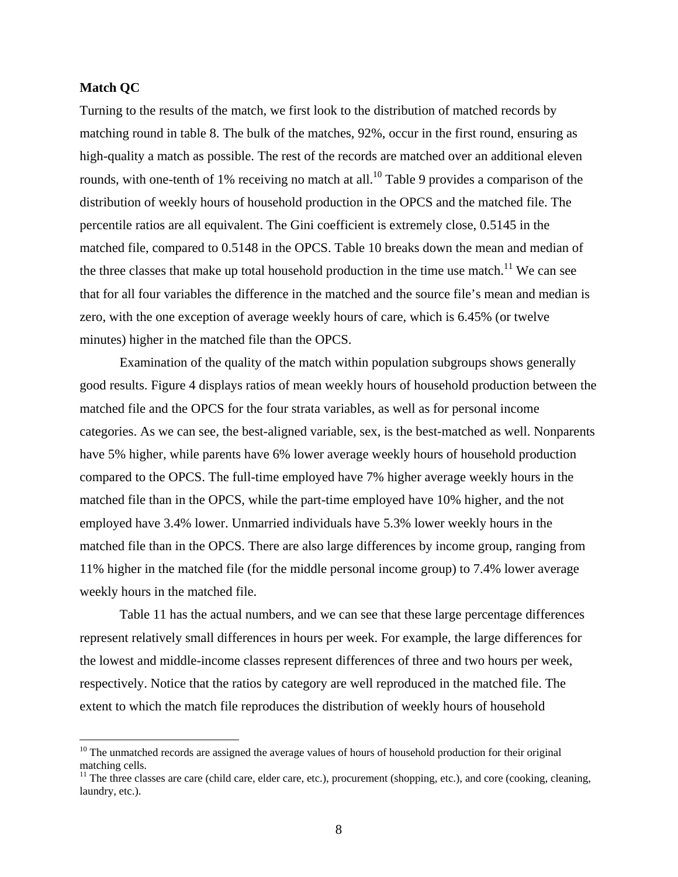**Match QC**

Turning to the results of the match, we first look to the distribution of matched records by matching round in table 8. The bulk of the matches, 92%, occur in the first round, ensuring as high-quality a match as possible. The rest of the records are matched over an additional eleven rounds, with one-tenth of 1% receiving no match at all.[10] Table 9 provides a comparison of the distribution of weekly hours of household production in the OPCS and the matched file. The percentile ratios are all equivalent. The Gini coefficient is extremely close, 0.5145 in the matched file, compared to 0.5148 in the OPCS. Table 10 breaks down the mean and median of the three classes that make up total household production in the time use match.[11] We can see that for all four variables the difference in the matched and the source file's mean and median is zero, with the one exception of average weekly hours of care, which is 6.45% (or twelve minutes) higher in the matched file than the OPCS.

Examination of the quality of the match within population subgroups shows generally good results. Figure 4 displays ratios of mean weekly hours of household production between the matched file and the OPCS for the four strata variables, as well as for personal income categories. As we can see, the best-aligned variable, sex, is the best-matched as well. Nonparents have 5% higher, while parents have 6% lower average weekly hours of household production compared to the OPCS. The full-time employed have 7% higher average weekly hours in the matched file than in the OPCS, while the part-time employed have 10% higher, and the not employed have 3.4% lower. Unmarried individuals have 5.3% lower weekly hours in the matched file than in the OPCS. There are also large differences by income group, ranging from 11% higher in the matched file (for the middle personal income group) to 7.4% lower average weekly hours in the matched file.

Table 11 has the actual numbers, and we can see that these large percentage differences represent relatively small differences in hours per week. For example, the large differences for the lowest and middle-income classes represent differences of three and two hours per week, respectively. Notice that the ratios by category are well reproduced in the matched file. The extent to which the match file reproduces the distribution of weekly hours of household

[10] The unmatched records are assigned the average values of hours of household production for their original matching cells.

[11] The three classes are care (child care, elder care, etc.), procurement (shopping, etc.), and core (cooking, cleaning, laundry, etc.).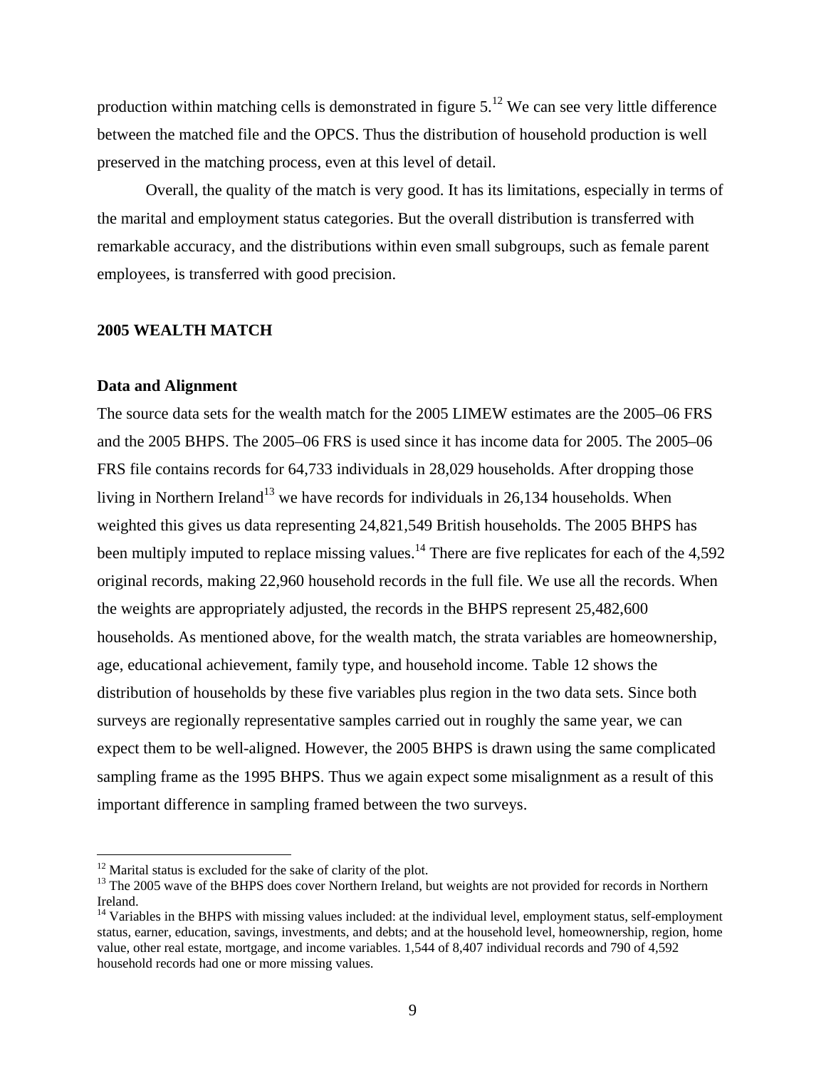production within matching cells is demonstrated in figure 5.[12] We can see very little difference between the matched file and the OPCS. Thus the distribution of household production is well preserved in the matching process, even at this level of detail.

Overall, the quality of the match is very good. It has its limitations, especially in terms of the marital and employment status categories. But the overall distribution is transferred with remarkable accuracy, and the distributions within even small subgroups, such as female parent employees, is transferred with good precision.

## 2005 WEALTH MATCH

### Data and Alignment

The source data sets for the wealth match for the 2005 LIMEW estimates are the 2005–06 FRS and the 2005 BHPS. The 2005–06 FRS is used since it has income data for 2005. The 2005–06 FRS file contains records for 64,733 individuals in 28,029 households. After dropping those living in Northern Ireland[13] we have records for individuals in 26,134 households. When weighted this gives us data representing 24,821,549 British households. The 2005 BHPS has been multiply imputed to replace missing values.[14] There are five replicates for each of the 4,592 original records, making 22,960 household records in the full file. We use all the records. When the weights are appropriately adjusted, the records in the BHPS represent 25,482,600 households. As mentioned above, for the wealth match, the strata variables are homeownership, age, educational achievement, family type, and household income. Table 12 shows the distribution of households by these five variables plus region in the two data sets. Since both surveys are regionally representative samples carried out in roughly the same year, we can expect them to be well-aligned. However, the 2005 BHPS is drawn using the same complicated sampling frame as the 1995 BHPS. Thus we again expect some misalignment as a result of this important difference in sampling framed between the two surveys.

---

[12] Marital status is excluded for the sake of clarity of the plot.

[13] The 2005 wave of the BHPS does cover Northern Ireland, but weights are not provided for records in Northern Ireland.

[14] Variables in the BHPS with missing values included: at the individual level, employment status, self-employment status, earner, education, savings, investments, and debts; and at the household level, homeownership, region, home value, other real estate, mortgage, and income variables. 1,544 of 8,407 individual records and 790 of 4,592 household records had one or more missing values.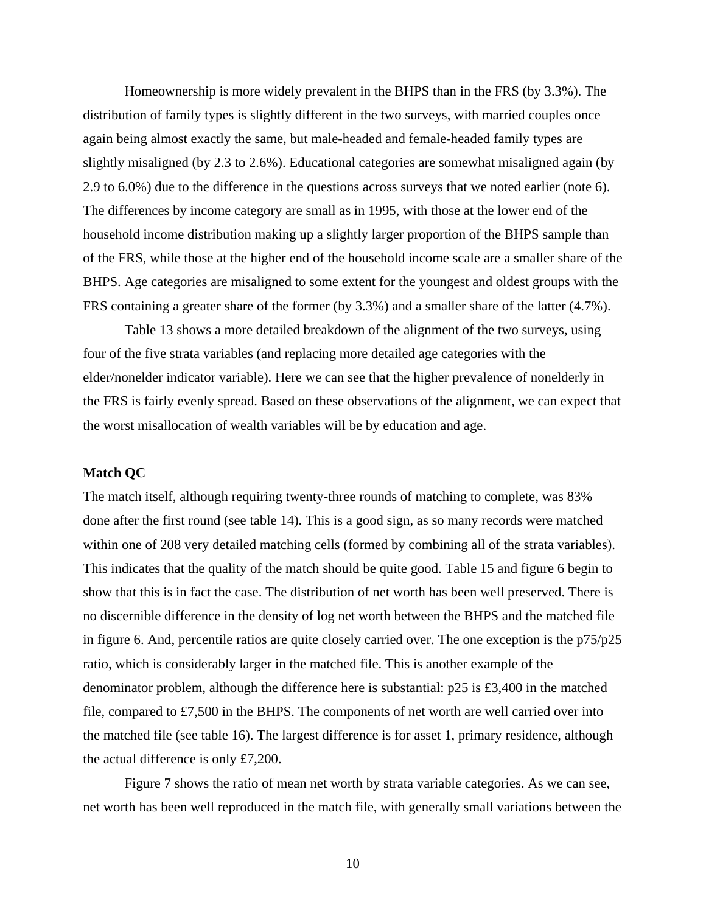Homeownership is more widely prevalent in the BHPS than in the FRS (by 3.3%). The distribution of family types is slightly different in the two surveys, with married couples once again being almost exactly the same, but male-headed and female-headed family types are slightly misaligned (by 2.3 to 2.6%). Educational categories are somewhat misaligned again (by 2.9 to 6.0%) due to the difference in the questions across surveys that we noted earlier (note 6). The differences by income category are small as in 1995, with those at the lower end of the household income distribution making up a slightly larger proportion of the BHPS sample than of the FRS, while those at the higher end of the household income scale are a smaller share of the BHPS. Age categories are misaligned to some extent for the youngest and oldest groups with the FRS containing a greater share of the former (by 3.3%) and a smaller share of the latter (4.7%).

Table 13 shows a more detailed breakdown of the alignment of the two surveys, using four of the five strata variables (and replacing more detailed age categories with the elder/nonelder indicator variable). Here we can see that the higher prevalence of nonelderly in the FRS is fairly evenly spread. Based on these observations of the alignment, we can expect that the worst misallocation of wealth variables will be by education and age.

**Match QC**

The match itself, although requiring twenty-three rounds of matching to complete, was 83% done after the first round (see table 14). This is a good sign, as so many records were matched within one of 208 very detailed matching cells (formed by combining all of the strata variables). This indicates that the quality of the match should be quite good. Table 15 and figure 6 begin to show that this is in fact the case. The distribution of net worth has been well preserved. There is no discernible difference in the density of log net worth between the BHPS and the matched file in figure 6. And, percentile ratios are quite closely carried over. The one exception is the p75/p25 ratio, which is considerably larger in the matched file. This is another example of the denominator problem, although the difference here is substantial: p25 is £3,400 in the matched file, compared to £7,500 in the BHPS. The components of net worth are well carried over into the matched file (see table 16). The largest difference is for asset 1, primary residence, although the actual difference is only £7,200.

Figure 7 shows the ratio of mean net worth by strata variable categories. As we can see, net worth has been well reproduced in the match file, with generally small variations between the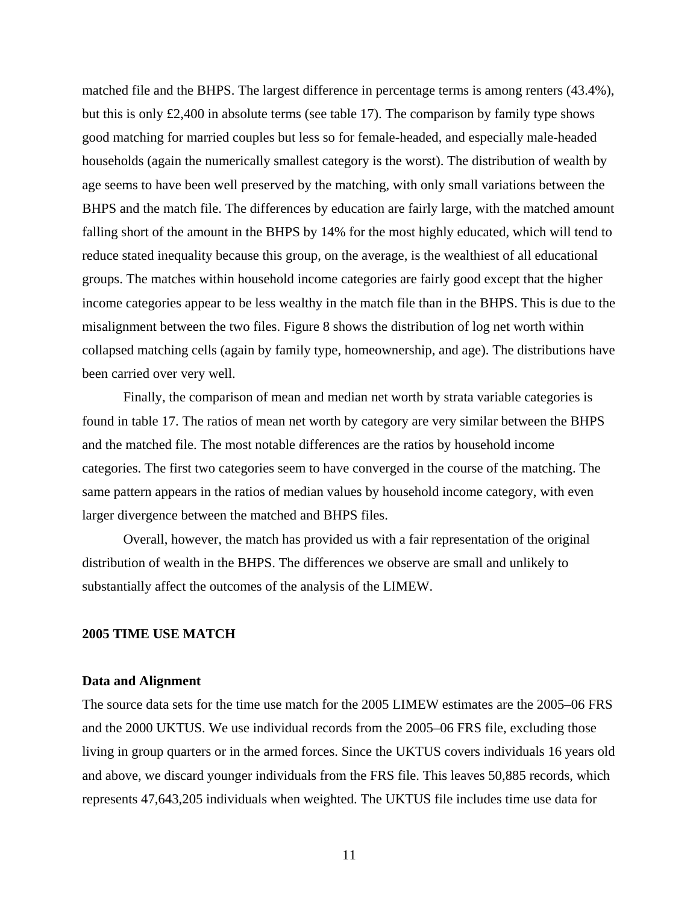matched file and the BHPS. The largest difference in percentage terms is among renters (43.4%), but this is only £2,400 in absolute terms (see table 17). The comparison by family type shows good matching for married couples but less so for female-headed, and especially male-headed households (again the numerically smallest category is the worst). The distribution of wealth by age seems to have been well preserved by the matching, with only small variations between the BHPS and the match file. The differences by education are fairly large, with the matched amount falling short of the amount in the BHPS by 14% for the most highly educated, which will tend to reduce stated inequality because this group, on the average, is the wealthiest of all educational groups. The matches within household income categories are fairly good except that the higher income categories appear to be less wealthy in the match file than in the BHPS. This is due to the misalignment between the two files. Figure 8 shows the distribution of log net worth within collapsed matching cells (again by family type, homeownership, and age). The distributions have been carried over very well.

Finally, the comparison of mean and median net worth by strata variable categories is found in table 17. The ratios of mean net worth by category are very similar between the BHPS and the matched file. The most notable differences are the ratios by household income categories. The first two categories seem to have converged in the course of the matching. The same pattern appears in the ratios of median values by household income category, with even larger divergence between the matched and BHPS files.

Overall, however, the match has provided us with a fair representation of the original distribution of wealth in the BHPS. The differences we observe are small and unlikely to substantially affect the outcomes of the analysis of the LIMEW.

## 2005 TIME USE MATCH

### Data and Alignment

The source data sets for the time use match for the 2005 LIMEW estimates are the 2005–06 FRS and the 2000 UKTUS. We use individual records from the 2005–06 FRS file, excluding those living in group quarters or in the armed forces. Since the UKTUS covers individuals 16 years old and above, we discard younger individuals from the FRS file. This leaves 50,885 records, which represents 47,643,205 individuals when weighted. The UKTUS file includes time use data for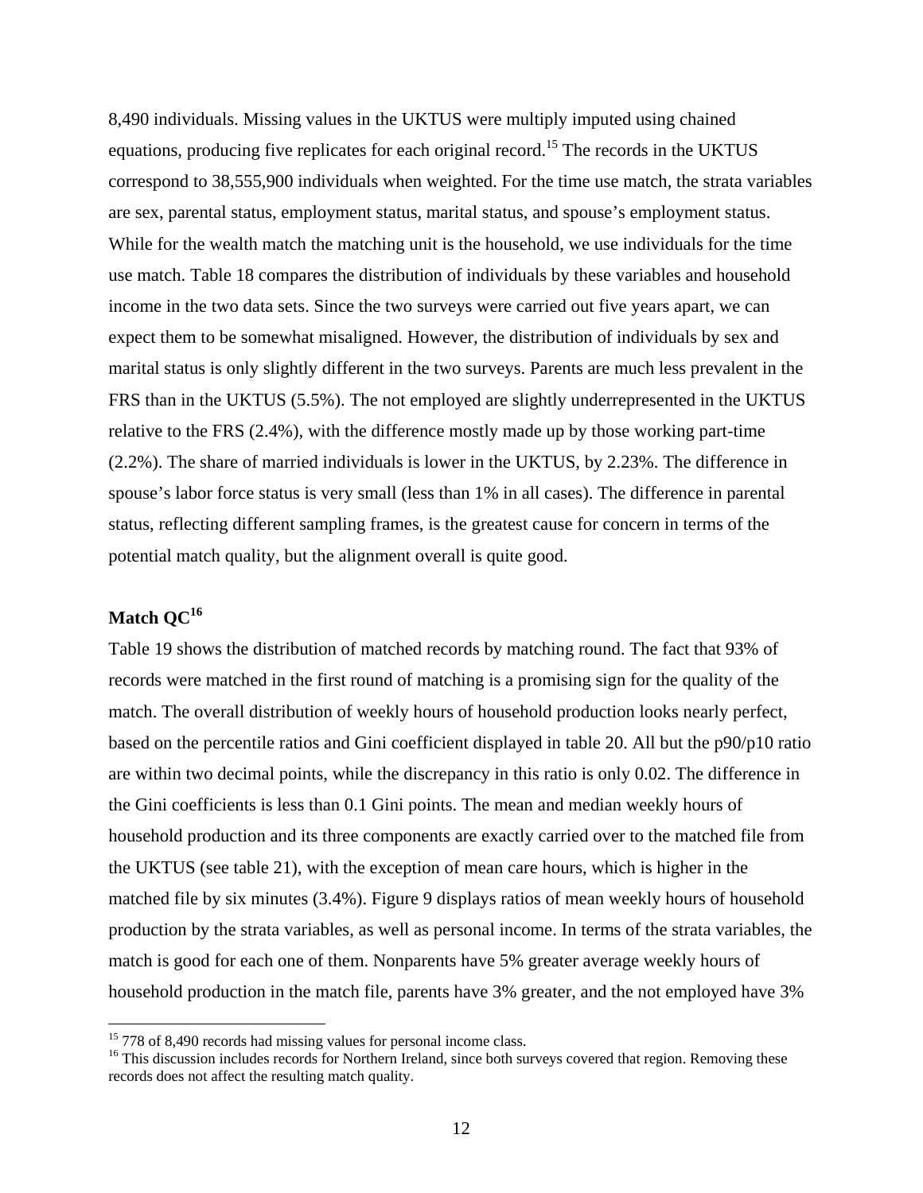8,490 individuals. Missing values in the UKTUS were multiply imputed using chained equations, producing five replicates for each original record.[15] The records in the UKTUS correspond to 38,555,900 individuals when weighted. For the time use match, the strata variables are sex, parental status, employment status, marital status, and spouse's employment status. While for the wealth match the matching unit is the household, we use individuals for the time use match. Table 18 compares the distribution of individuals by these variables and household income in the two data sets. Since the two surveys were carried out five years apart, we can expect them to be somewhat misaligned. However, the distribution of individuals by sex and marital status is only slightly different in the two surveys. Parents are much less prevalent in the FRS than in the UKTUS (5.5%). The not employed are slightly underrepresented in the UKTUS relative to the FRS (2.4%), with the difference mostly made up by those working part-time (2.2%). The share of married individuals is lower in the UKTUS, by 2.23%. The difference in spouse's labor force status is very small (less than 1% in all cases). The difference in parental status, reflecting different sampling frames, is the greatest cause for concern in terms of the potential match quality, but the alignment overall is quite good.

## Match QC[16]

Table 19 shows the distribution of matched records by matching round. The fact that 93% of records were matched in the first round of matching is a promising sign for the quality of the match. The overall distribution of weekly hours of household production looks nearly perfect, based on the percentile ratios and Gini coefficient displayed in table 20. All but the p90/p10 ratio are within two decimal points, while the discrepancy in this ratio is only 0.02. The difference in the Gini coefficients is less than 0.1 Gini points. The mean and median weekly hours of household production and its three components are exactly carried over to the matched file from the UKTUS (see table 21), with the exception of mean care hours, which is higher in the matched file by six minutes (3.4%). Figure 9 displays ratios of mean weekly hours of household production by the strata variables, as well as personal income. In terms of the strata variables, the match is good for each one of them. Nonparents have 5% greater average weekly hours of household production in the match file, parents have 3% greater, and the not employed have 3%

---

[15] 778 of 8,490 records had missing values for personal income class.

[16] This discussion includes records for Northern Ireland, since both surveys covered that region. Removing these records does not affect the resulting match quality.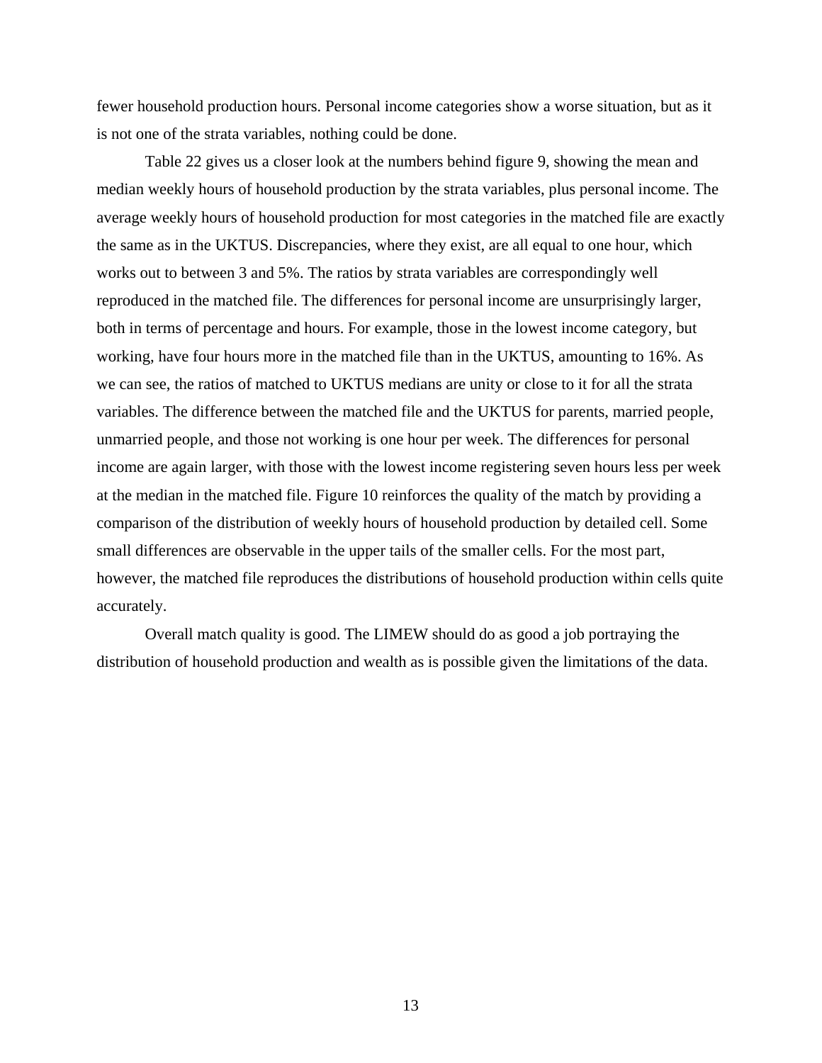fewer household production hours. Personal income categories show a worse situation, but as it is not one of the strata variables, nothing could be done.

Table 22 gives us a closer look at the numbers behind figure 9, showing the mean and median weekly hours of household production by the strata variables, plus personal income. The average weekly hours of household production for most categories in the matched file are exactly the same as in the UKTUS. Discrepancies, where they exist, are all equal to one hour, which works out to between 3 and 5%. The ratios by strata variables are correspondingly well reproduced in the matched file. The differences for personal income are unsurprisingly larger, both in terms of percentage and hours. For example, those in the lowest income category, but working, have four hours more in the matched file than in the UKTUS, amounting to 16%. As we can see, the ratios of matched to UKTUS medians are unity or close to it for all the strata variables. The difference between the matched file and the UKTUS for parents, married people, unmarried people, and those not working is one hour per week. The differences for personal income are again larger, with those with the lowest income registering seven hours less per week at the median in the matched file. Figure 10 reinforces the quality of the match by providing a comparison of the distribution of weekly hours of household production by detailed cell. Some small differences are observable in the upper tails of the smaller cells. For the most part, however, the matched file reproduces the distributions of household production within cells quite accurately.

Overall match quality is good. The LIMEW should do as good a job portraying the distribution of household production and wealth as is possible given the limitations of the data.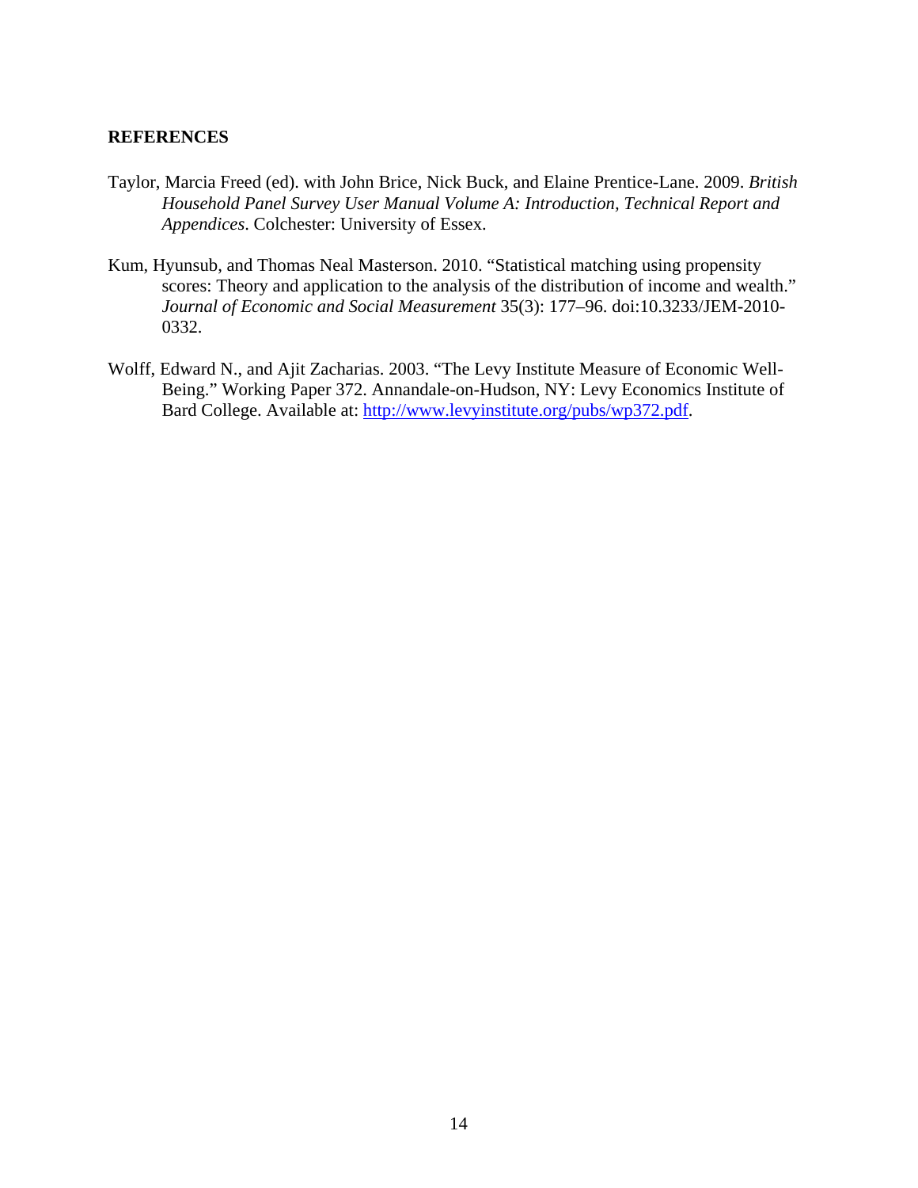## REFERENCES

Taylor, Marcia Freed (ed). with John Brice, Nick Buck, and Elaine Prentice-Lane. 2009. *British Household Panel Survey User Manual Volume A: Introduction, Technical Report and Appendices*. Colchester: University of Essex.

Kum, Hyunsub, and Thomas Neal Masterson. 2010. "Statistical matching using propensity scores: Theory and application to the analysis of the distribution of income and wealth." *Journal of Economic and Social Measurement* 35(3): 177–96. doi:10.3233/JEM-2010-0332.

Wolff, Edward N., and Ajit Zacharias. 2003. "The Levy Institute Measure of Economic Well-Being." Working Paper 372. Annandale-on-Hudson, NY: Levy Economics Institute of Bard College. Available at: http://www.levyinstitute.org/pubs/wp372.pdf.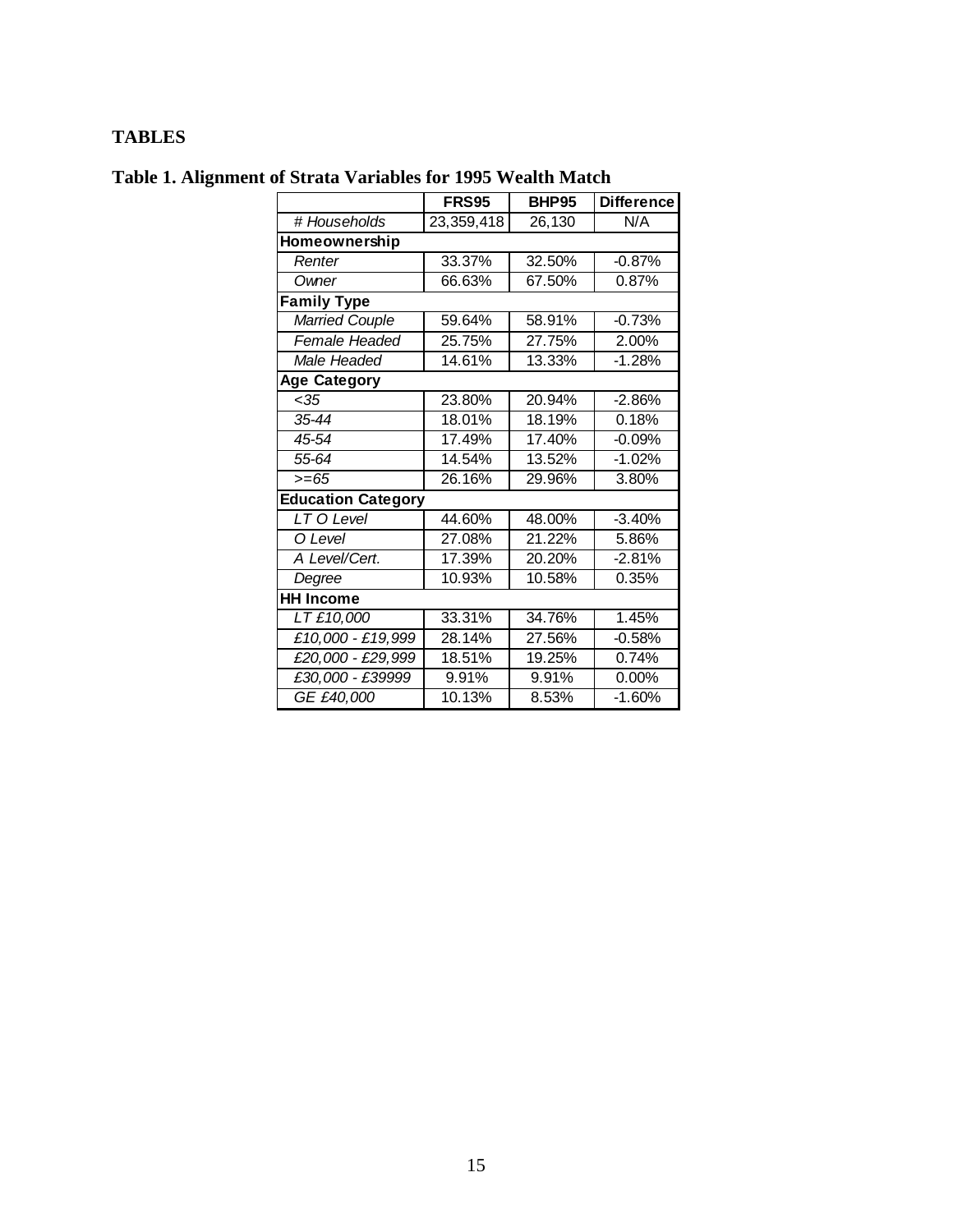## TABLES

### Table 1. Alignment of Strata Variables for 1995 Wealth Match

| | FRS95 | BHP95 | Difference |
|---|---|---|---|
| *# Households* | 23,359,418 | 26,130 | N/A |
| **Homeownership** | | | |
| *Renter* | 33.37% | 32.50% | -0.87% |
| *Owner* | 66.63% | 67.50% | 0.87% |
| **Family Type** | | | |
| *Married Couple* | 59.64% | 58.91% | -0.73% |
| *Female Headed* | 25.75% | 27.75% | 2.00% |
| *Male Headed* | 14.61% | 13.33% | -1.28% |
| **Age Category** | | | |
| *<35* | 23.80% | 20.94% | -2.86% |
| *35-44* | 18.01% | 18.19% | 0.18% |
| *45-54* | 17.49% | 17.40% | -0.09% |
| *55-64* | 14.54% | 13.52% | -1.02% |
| *>=65* | 26.16% | 29.96% | 3.80% |
| **Education Category** | | | |
| *LT O Level* | 44.60% | 48.00% | -3.40% |
| *O Level* | 27.08% | 21.22% | 5.86% |
| *A Level/Cert.* | 17.39% | 20.20% | -2.81% |
| *Degree* | 10.93% | 10.58% | 0.35% |
| **HH Income** | | | |
| *LT £10,000* | 33.31% | 34.76% | 1.45% |
| *£10,000 - £19,999* | 28.14% | 27.56% | -0.58% |
| *£20,000 - £29,999* | 18.51% | 19.25% | 0.74% |
| *£30,000 - £39999* | 9.91% | 9.91% | 0.00% |
| *GE £40,000* | 10.13% | 8.53% | -1.60% |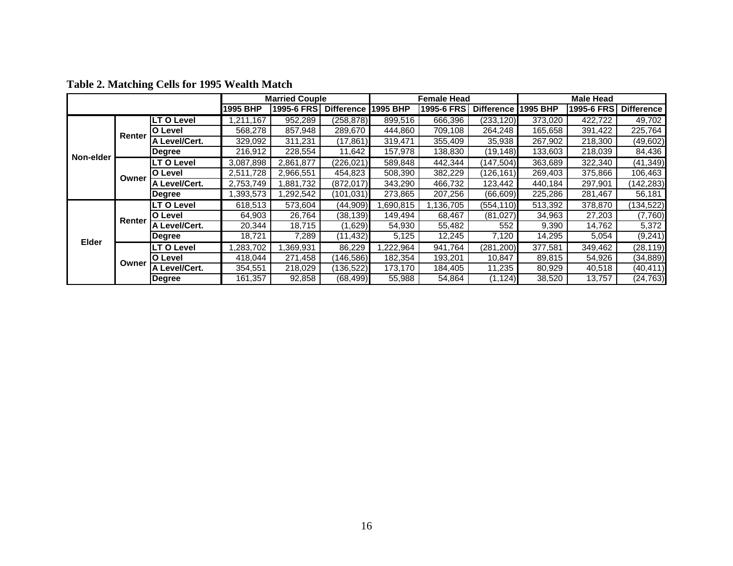**Table 2. Matching Cells for 1995 Wealth Match**

| | | | Married Couple | | | Female Head | | | Male Head | | |
|---|---|---|---|---|---|---|---|---|---|---|---|
| | | | 1995 BHP | 1995-6 FRS | Difference | 1995 BHP | 1995-6 FRS | Difference | 1995 BHP | 1995-6 FRS | Difference |
| Non-elder | Renter | LT O Level | 1,211,167 | 952,289 | (258,878) | 899,516 | 666,396 | (233,120) | 373,020 | 422,722 | 49,702 |
| | | O Level | 568,278 | 857,948 | 289,670 | 444,860 | 709,108 | 264,248 | 165,658 | 391,422 | 225,764 |
| | | A Level/Cert. | 329,092 | 311,231 | (17,861) | 319,471 | 355,409 | 35,938 | 267,902 | 218,300 | (49,602) |
| | | Degree | 216,912 | 228,554 | 11,642 | 157,978 | 138,830 | (19,148) | 133,603 | 218,039 | 84,436 |
| | Owner | LT O Level | 3,087,898 | 2,861,877 | (226,021) | 589,848 | 442,344 | (147,504) | 363,689 | 322,340 | (41,349) |
| | | O Level | 2,511,728 | 2,966,551 | 454,823 | 508,390 | 382,229 | (126,161) | 269,403 | 375,866 | 106,463 |
| | | A Level/Cert. | 2,753,749 | 1,881,732 | (872,017) | 343,290 | 466,732 | 123,442 | 440,184 | 297,901 | (142,283) |
| | | Degree | 1,393,573 | 1,292,542 | (101,031) | 273,865 | 207,256 | (66,609) | 225,286 | 281,467 | 56,181 |
| Elder | Renter | LT O Level | 618,513 | 573,604 | (44,909) | 1,690,815 | 1,136,705 | (554,110) | 513,392 | 378,870 | (134,522) |
| | | O Level | 64,903 | 26,764 | (38,139) | 149,494 | 68,467 | (81,027) | 34,963 | 27,203 | (7,760) |
| | | A Level/Cert. | 20,344 | 18,715 | (1,629) | 54,930 | 55,482 | 552 | 9,390 | 14,762 | 5,372 |
| | | Degree | 18,721 | 7,289 | (11,432) | 5,125 | 12,245 | 7,120 | 14,295 | 5,054 | (9,241) |
| | Owner | LT O Level | 1,283,702 | 1,369,931 | 86,229 | 1,222,964 | 941,764 | (281,200) | 377,581 | 349,462 | (28,119) |
| | | O Level | 418,044 | 271,458 | (146,586) | 182,354 | 193,201 | 10,847 | 89,815 | 54,926 | (34,889) |
| | | A Level/Cert. | 354,551 | 218,029 | (136,522) | 173,170 | 184,405 | 11,235 | 80,929 | 40,518 | (40,411) |
| | | Degree | 161,357 | 92,858 | (68,499) | 55,988 | 54,864 | (1,124) | 38,520 | 13,757 | (24,763) |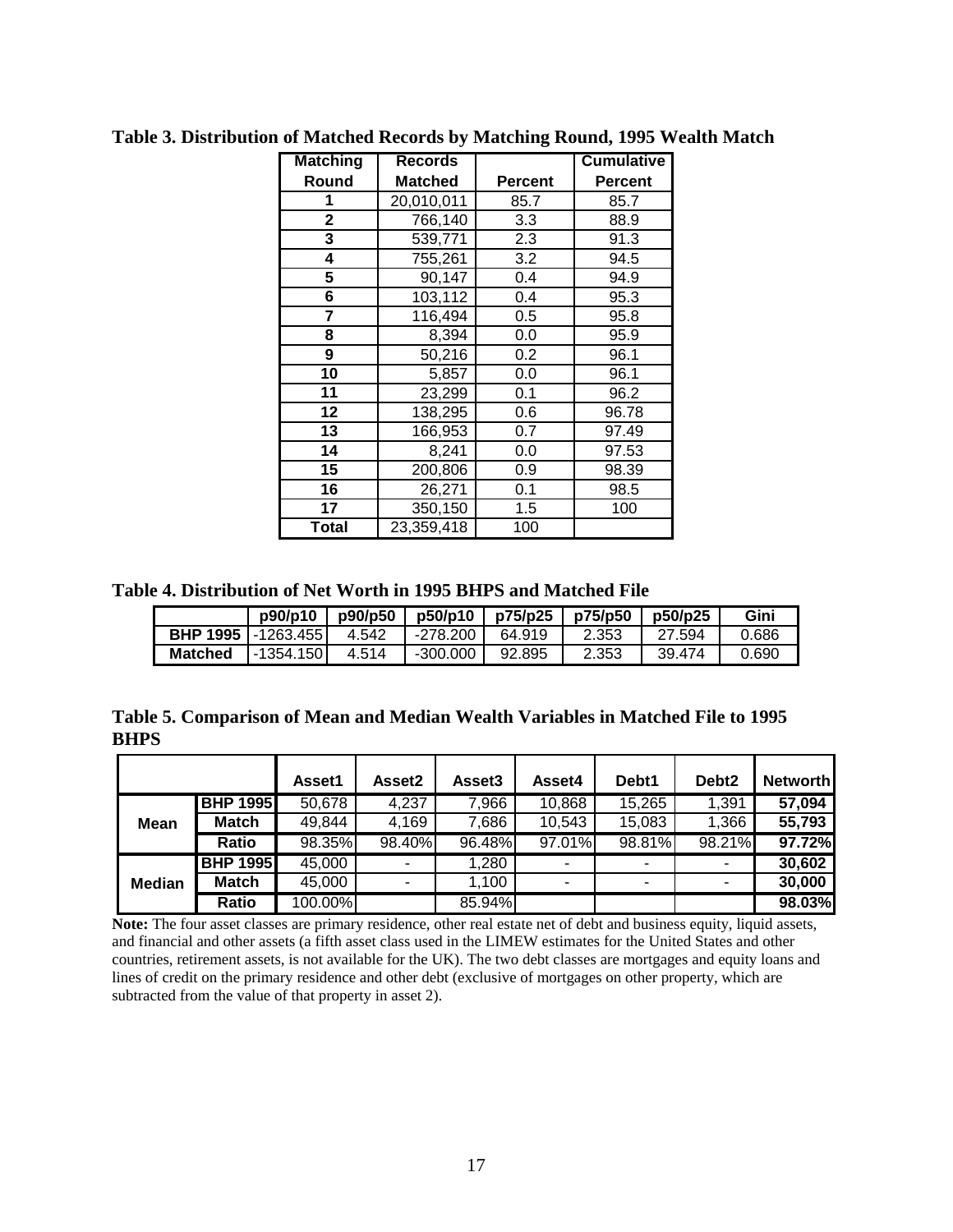**Table 3. Distribution of Matched Records by Matching Round, 1995 Wealth Match**

| Matching Round | Records Matched | Percent | Cumulative Percent |
|---|---|---|---|
| 1 | 20,010,011 | 85.7 | 85.7 |
| 2 | 766,140 | 3.3 | 88.9 |
| 3 | 539,771 | 2.3 | 91.3 |
| 4 | 755,261 | 3.2 | 94.5 |
| 5 | 90,147 | 0.4 | 94.9 |
| 6 | 103,112 | 0.4 | 95.3 |
| 7 | 116,494 | 0.5 | 95.8 |
| 8 | 8,394 | 0.0 | 95.9 |
| 9 | 50,216 | 0.2 | 96.1 |
| 10 | 5,857 | 0.0 | 96.1 |
| 11 | 23,299 | 0.1 | 96.2 |
| 12 | 138,295 | 0.6 | 96.78 |
| 13 | 166,953 | 0.7 | 97.49 |
| 14 | 8,241 | 0.0 | 97.53 |
| 15 | 200,806 | 0.9 | 98.39 |
| 16 | 26,271 | 0.1 | 98.5 |
| 17 | 350,150 | 1.5 | 100 |
| **Total** | 23,359,418 | 100 | |

**Table 4. Distribution of Net Worth in 1995 BHPS and Matched File**

| | p90/p10 | p90/p50 | p50/p10 | p75/p25 | p75/p50 | p50/p25 | Gini |
|---|---|---|---|---|---|---|---|
| **BHP 1995** | -1263.455 | 4.542 | -278.200 | 64.919 | 2.353 | 27.594 | 0.686 |
| **Matched** | -1354.150 | 4.514 | -300.000 | 92.895 | 2.353 | 39.474 | 0.690 |

**Table 5. Comparison of Mean and Median Wealth Variables in Matched File to 1995 BHPS**

| | | Asset1 | Asset2 | Asset3 | Asset4 | Debt1 | Debt2 | Networth |
|---|---|---|---|---|---|---|---|---|
| **Mean** | **BHP 1995** | 50,678 | 4,237 | 7,966 | 10,868 | 15,265 | 1,391 | **57,094** |
| | **Match** | 49,844 | 4,169 | 7,686 | 10,543 | 15,083 | 1,366 | **55,793** |
| | **Ratio** | 98.35% | 98.40% | 96.48% | 97.01% | 98.81% | 98.21% | **97.72%** |
| **Median** | **BHP 1995** | 45,000 | - | 1,280 | - | - | - | **30,602** |
| | **Match** | 45,000 | - | 1,100 | - | - | - | **30,000** |
| | **Ratio** | 100.00% | | 85.94% | | | | **98.03%** |

**Note:** The four asset classes are primary residence, other real estate net of debt and business equity, liquid assets, and financial and other assets (a fifth asset class used in the LIMEW estimates for the United States and other countries, retirement assets, is not available for the UK). The two debt classes are mortgages and equity loans and lines of credit on the primary residence and other debt (exclusive of mortgages on other property, which are subtracted from the value of that property in asset 2).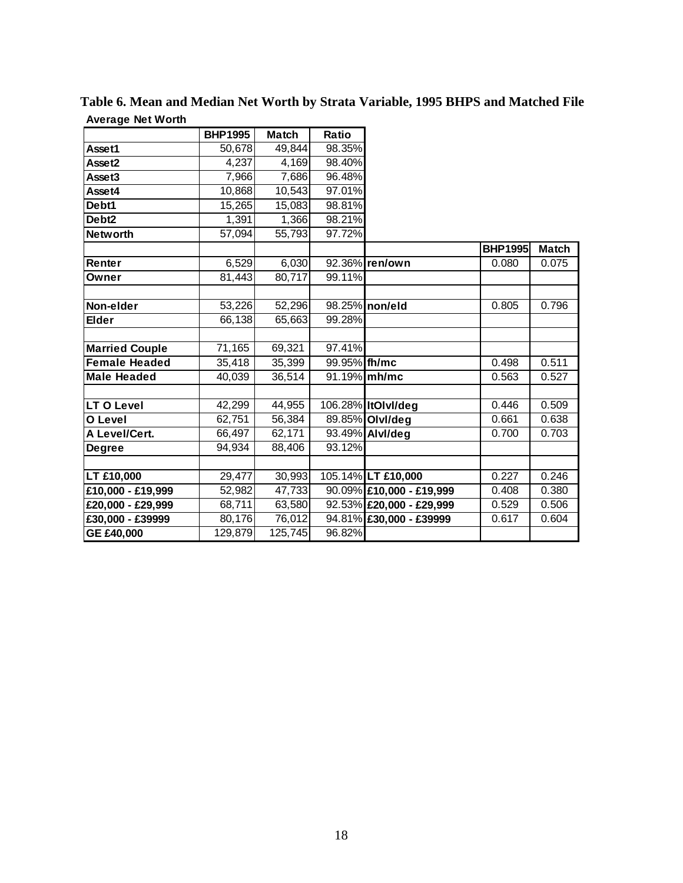**Table 6. Mean and Median Net Worth by Strata Variable, 1995 BHPS and Matched File**

**Average Net Worth**

| | BHP1995 | Match | Ratio | | BHP1995 | Match |
|---|---|---|---|---|---|---|
| Asset1 | 50,678 | 49,844 | 98.35% | | | |
| Asset2 | 4,237 | 4,169 | 98.40% | | | |
| Asset3 | 7,966 | 7,686 | 96.48% | | | |
| Asset4 | 10,868 | 10,543 | 97.01% | | | |
| Debt1 | 15,265 | 15,083 | 98.81% | | | |
| Debt2 | 1,391 | 1,366 | 98.21% | | | |
| Networth | 57,094 | 55,793 | 97.72% | | | |
| Renter | 6,529 | 6,030 | 92.36% | ren/own | 0.080 | 0.075 |
| Owner | 81,443 | 80,717 | 99.11% | | | |
| | | | | | | |
| Non-elder | 53,226 | 52,296 | 98.25% | non/eld | 0.805 | 0.796 |
| Elder | 66,138 | 65,663 | 99.28% | | | |
| | | | | | | |
| Married Couple | 71,165 | 69,321 | 97.41% | | | |
| Female Headed | 35,418 | 35,399 | 99.95% | fh/mc | 0.498 | 0.511 |
| Male Headed | 40,039 | 36,514 | 91.19% | mh/mc | 0.563 | 0.527 |
| | | | | | | |
| LT O Level | 42,299 | 44,955 | 106.28% | ltOlvl/deg | 0.446 | 0.509 |
| O Level | 62,751 | 56,384 | 89.85% | Olvl/deg | 0.661 | 0.638 |
| A Level/Cert. | 66,497 | 62,171 | 93.49% | Alvl/deg | 0.700 | 0.703 |
| Degree | 94,934 | 88,406 | 93.12% | | | |
| | | | | | | |
| LT £10,000 | 29,477 | 30,993 | 105.14% | LT £10,000 | 0.227 | 0.246 |
| £10,000 - £19,999 | 52,982 | 47,733 | 90.09% | £10,000 - £19,999 | 0.408 | 0.380 |
| £20,000 - £29,999 | 68,711 | 63,580 | 92.53% | £20,000 - £29,999 | 0.529 | 0.506 |
| £30,000 - £39999 | 80,176 | 76,012 | 94.81% | £30,000 - £39999 | 0.617 | 0.604 |
| GE £40,000 | 129,879 | 125,745 | 96.82% | | | |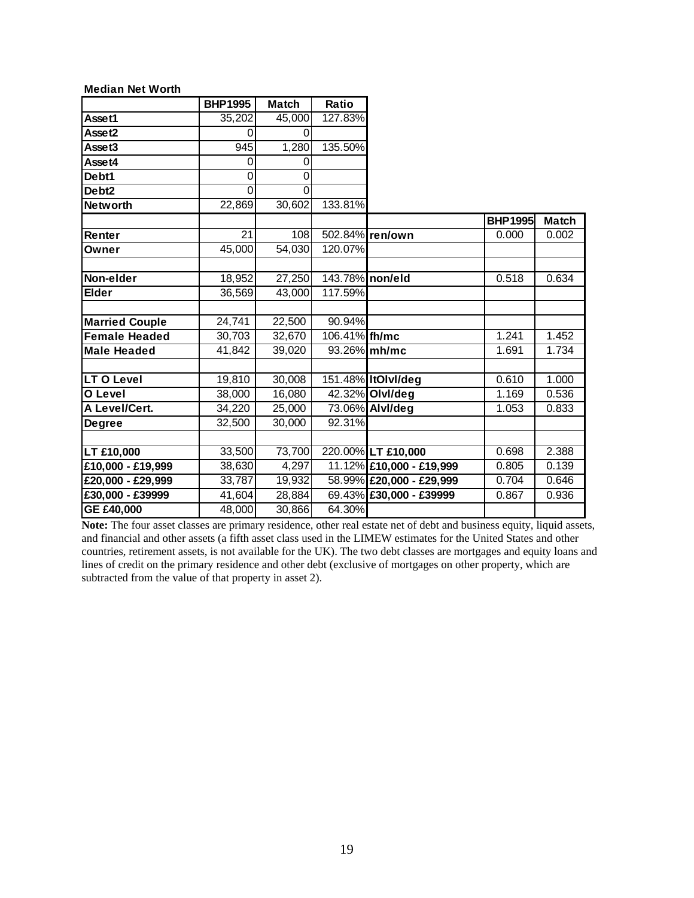**Median Net Worth**

| | BHP1995 | Match | Ratio | | BHP1995 | Match |
|---|---|---|---|---|---|---|
| **Asset1** | 35,202 | 45,000 | 127.83% | | | |
| **Asset2** | 0 | 0 | | | | |
| **Asset3** | 945 | 1,280 | 135.50% | | | |
| **Asset4** | 0 | 0 | | | | |
| **Debt1** | 0 | 0 | | | | |
| **Debt2** | 0 | 0 | | | | |
| **Networth** | 22,869 | 30,602 | 133.81% | | | |
| | | | | | | |
| **Renter** | 21 | 108 | 502.84% | **ren/own** | 0.000 | 0.002 |
| **Owner** | 45,000 | 54,030 | 120.07% | | | |
| | | | | | | |
| **Non-elder** | 18,952 | 27,250 | 143.78% | **non/eld** | 0.518 | 0.634 |
| **Elder** | 36,569 | 43,000 | 117.59% | | | |
| | | | | | | |
| **Married Couple** | 24,741 | 22,500 | 90.94% | | | |
| **Female Headed** | 30,703 | 32,670 | 106.41% | **fh/mc** | 1.241 | 1.452 |
| **Male Headed** | 41,842 | 39,020 | 93.26% | **mh/mc** | 1.691 | 1.734 |
| | | | | | | |
| **LT O Level** | 19,810 | 30,008 | 151.48% | **ltOlvl/deg** | 0.610 | 1.000 |
| **O Level** | 38,000 | 16,080 | 42.32% | **Olvl/deg** | 1.169 | 0.536 |
| **A Level/Cert.** | 34,220 | 25,000 | 73.06% | **Alvl/deg** | 1.053 | 0.833 |
| **Degree** | 32,500 | 30,000 | 92.31% | | | |
| | | | | | | |
| **LT £10,000** | 33,500 | 73,700 | 220.00% | **LT £10,000** | 0.698 | 2.388 |
| **£10,000 - £19,999** | 38,630 | 4,297 | 11.12% | **£10,000 - £19,999** | 0.805 | 0.139 |
| **£20,000 - £29,999** | 33,787 | 19,932 | 58.99% | **£20,000 - £29,999** | 0.704 | 0.646 |
| **£30,000 - £39999** | 41,604 | 28,884 | 69.43% | **£30,000 - £39999** | 0.867 | 0.936 |
| **GE £40,000** | 48,000 | 30,866 | 64.30% | | | |

**Note:** The four asset classes are primary residence, other real estate net of debt and business equity, liquid assets, and financial and other assets (a fifth asset class used in the LIMEW estimates for the United States and other countries, retirement assets, is not available for the UK). The two debt classes are mortgages and equity loans and lines of credit on the primary residence and other debt (exclusive of mortgages on other property, which are subtracted from the value of that property in asset 2).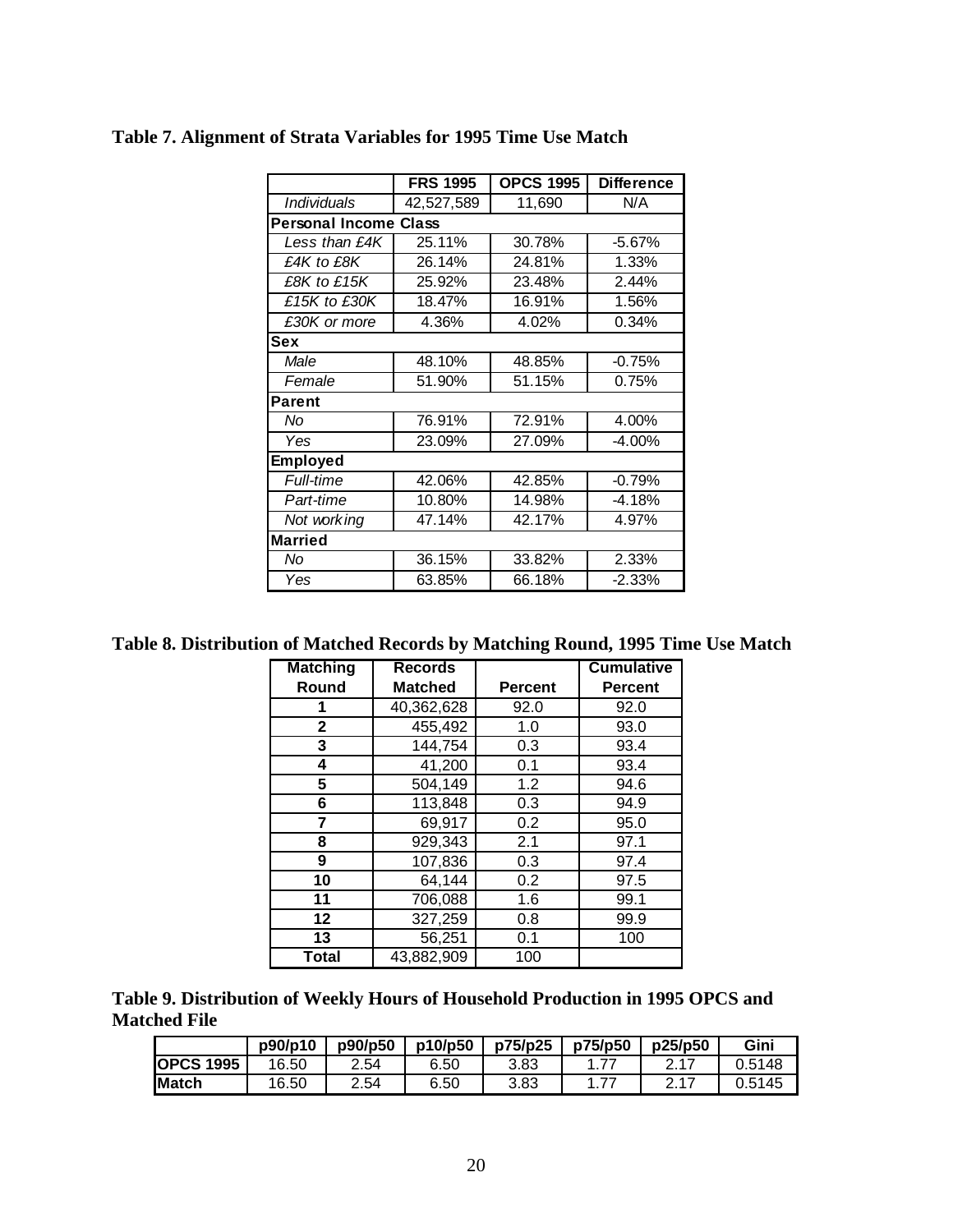**Table 7. Alignment of Strata Variables for 1995 Time Use Match**

| | FRS 1995 | OPCS 1995 | Difference |
|---|---|---|---|
| *Individuals* | 42,527,589 | 11,690 | N/A |
| **Personal Income Class** | | | |
| *Less than £4K* | 25.11% | 30.78% | -5.67% |
| *£4K to £8K* | 26.14% | 24.81% | 1.33% |
| *£8K to £15K* | 25.92% | 23.48% | 2.44% |
| *£15K to £30K* | 18.47% | 16.91% | 1.56% |
| *£30K or more* | 4.36% | 4.02% | 0.34% |
| **Sex** | | | |
| *Male* | 48.10% | 48.85% | -0.75% |
| *Female* | 51.90% | 51.15% | 0.75% |
| **Parent** | | | |
| *No* | 76.91% | 72.91% | 4.00% |
| *Yes* | 23.09% | 27.09% | -4.00% |
| **Employed** | | | |
| *Full-time* | 42.06% | 42.85% | -0.79% |
| *Part-time* | 10.80% | 14.98% | -4.18% |
| *Not working* | 47.14% | 42.17% | 4.97% |
| **Married** | | | |
| *No* | 36.15% | 33.82% | 2.33% |
| *Yes* | 63.85% | 66.18% | -2.33% |

**Table 8. Distribution of Matched Records by Matching Round, 1995 Time Use Match**

| Matching Round | Records Matched | Percent | Cumulative Percent |
|---|---|---|---|
| 1 | 40,362,628 | 92.0 | 92.0 |
| 2 | 455,492 | 1.0 | 93.0 |
| 3 | 144,754 | 0.3 | 93.4 |
| 4 | 41,200 | 0.1 | 93.4 |
| 5 | 504,149 | 1.2 | 94.6 |
| 6 | 113,848 | 0.3 | 94.9 |
| 7 | 69,917 | 0.2 | 95.0 |
| 8 | 929,343 | 2.1 | 97.1 |
| 9 | 107,836 | 0.3 | 97.4 |
| 10 | 64,144 | 0.2 | 97.5 |
| 11 | 706,088 | 1.6 | 99.1 |
| 12 | 327,259 | 0.8 | 99.9 |
| 13 | 56,251 | 0.1 | 100 |
| **Total** | 43,882,909 | 100 | |

**Table 9. Distribution of Weekly Hours of Household Production in 1995 OPCS and Matched File**

| | p90/p10 | p90/p50 | p10/p50 | p75/p25 | p75/p50 | p25/p50 | Gini |
|---|---|---|---|---|---|---|---|
| **OPCS 1995** | 16.50 | 2.54 | 6.50 | 3.83 | 1.77 | 2.17 | 0.5148 |
| **Match** | 16.50 | 2.54 | 6.50 | 3.83 | 1.77 | 2.17 | 0.5145 |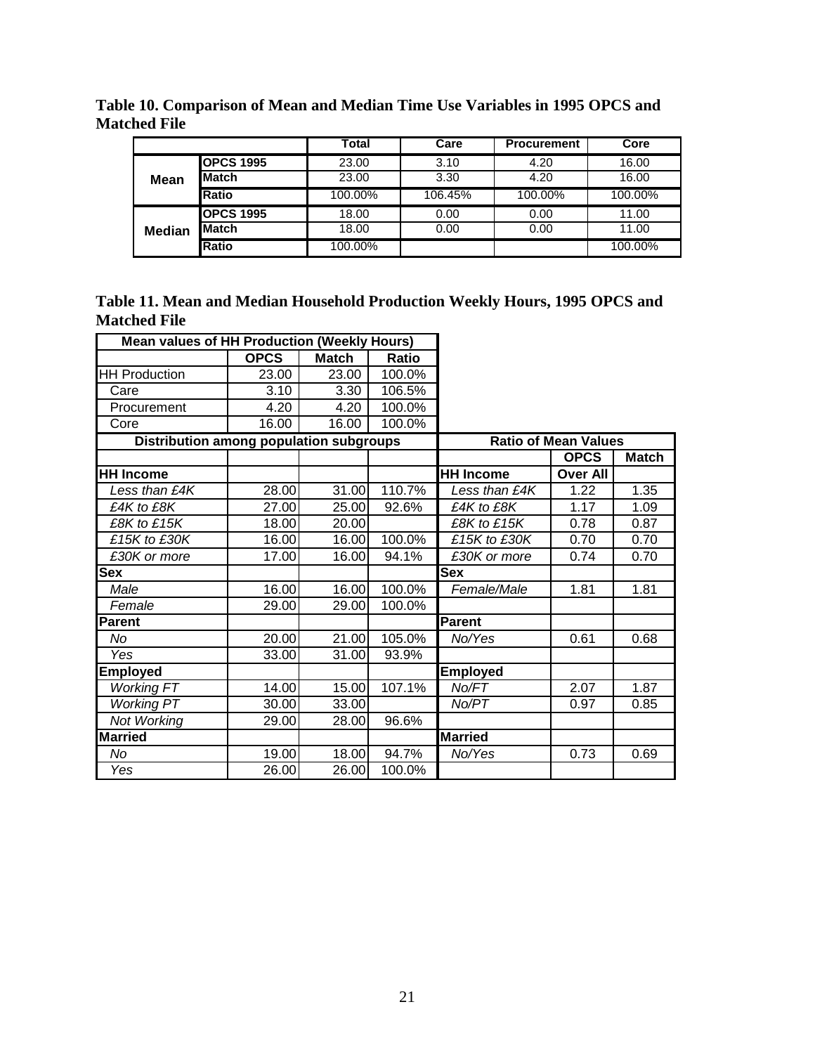**Table 10. Comparison of Mean and Median Time Use Variables in 1995 OPCS and Matched File**

| | | Total | Care | Procurement | Core |
|---|---|---|---|---|---|
| **Mean** | **OPCS 1995** | 23.00 | 3.10 | 4.20 | 16.00 |
| | **Match** | 23.00 | 3.30 | 4.20 | 16.00 |
| | **Ratio** | 100.00% | 106.45% | 100.00% | 100.00% |
| **Median** | **OPCS 1995** | 18.00 | 0.00 | 0.00 | 11.00 |
| | **Match** | 18.00 | 0.00 | 0.00 | 11.00 |
| | **Ratio** | 100.00% | | | 100.00% |

**Table 11. Mean and Median Household Production Weekly Hours, 1995 OPCS and Matched File**

| **Mean values of HH Production (Weekly Hours)** | | | | | | |
|---|---|---|---|---|---|---|
| | **OPCS** | **Match** | **Ratio** | | | |
| HH Production | 23.00 | 23.00 | 100.0% | | | |
| Care | 3.10 | 3.30 | 106.5% | | | |
| Procurement | 4.20 | 4.20 | 100.0% | | | |
| Core | 16.00 | 16.00 | 100.0% | | | |
| **Distribution among population subgroups** | | | | **Ratio of Mean Values** | | |
| | | | | | **OPCS** | **Match** |
| **HH Income** | | | | **HH Income** | **Over All** | |
| *Less than £4K* | 28.00 | 31.00 | 110.7% | *Less than £4K* | 1.22 | 1.35 |
| *£4K to £8K* | 27.00 | 25.00 | 92.6% | *£4K to £8K* | 1.17 | 1.09 |
| *£8K to £15K* | 18.00 | 20.00 | | *£8K to £15K* | 0.78 | 0.87 |
| *£15K to £30K* | 16.00 | 16.00 | 100.0% | *£15K to £30K* | 0.70 | 0.70 |
| *£30K or more* | 17.00 | 16.00 | 94.1% | *£30K or more* | 0.74 | 0.70 |
| **Sex** | | | | **Sex** | | |
| *Male* | 16.00 | 16.00 | 100.0% | *Female/Male* | 1.81 | 1.81 |
| *Female* | 29.00 | 29.00 | 100.0% | | | |
| **Parent** | | | | **Parent** | | |
| *No* | 20.00 | 21.00 | 105.0% | *No/Yes* | 0.61 | 0.68 |
| *Yes* | 33.00 | 31.00 | 93.9% | | | |
| **Employed** | | | | **Employed** | | |
| *Working FT* | 14.00 | 15.00 | 107.1% | *No/FT* | 2.07 | 1.87 |
| *Working PT* | 30.00 | 33.00 | | *No/PT* | 0.97 | 0.85 |
| *Not Working* | 29.00 | 28.00 | 96.6% | | | |
| **Married** | | | | **Married** | | |
| *No* | 19.00 | 18.00 | 94.7% | *No/Yes* | 0.73 | 0.69 |
| *Yes* | 26.00 | 26.00 | 100.0% | | | |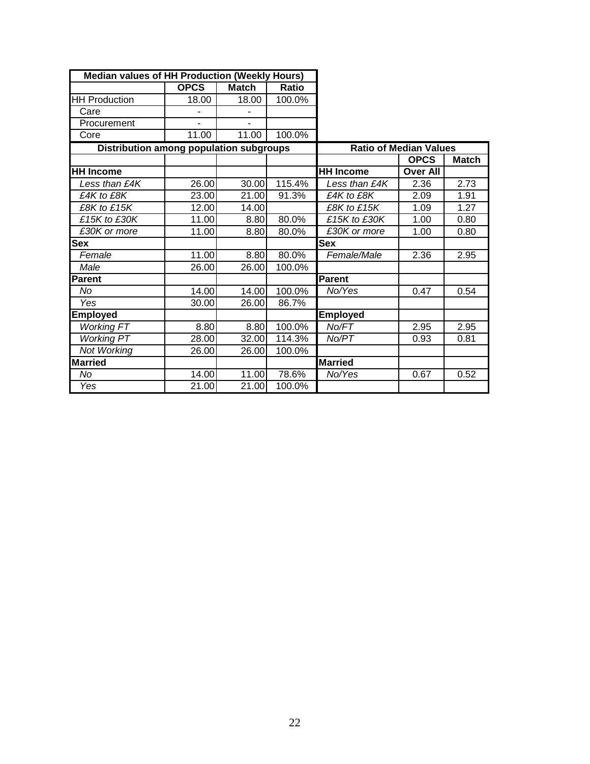| Median values of HH Production (Weekly Hours) | | | |
|---|---|---|---|
| | OPCS | Match | Ratio |
| HH Production | 18.00 | 18.00 | 100.0% |
| Care | - | - | |
| Procurement | - | - | |
| Core | 11.00 | 11.00 | 100.0% |

| Distribution among population subgroups | | | | Ratio of Median Values | | |
|---|---|---|---|---|---|---|
| | | | | | OPCS | Match |
| **HH Income** | | | | **HH Income** | Over All | |
| *Less than £4K* | 26.00 | 30.00 | 115.4% | *Less than £4K* | 2.36 | 2.73 |
| *£4K to £8K* | 23.00 | 21.00 | 91.3% | *£4K to £8K* | 2.09 | 1.91 |
| *£8K to £15K* | 12.00 | 14.00 | | *£8K to £15K* | 1.09 | 1.27 |
| *£15K to £30K* | 11.00 | 8.80 | 80.0% | *£15K to £30K* | 1.00 | 0.80 |
| *£30K or more* | 11.00 | 8.80 | 80.0% | *£30K or more* | 1.00 | 0.80 |
| **Sex** | | | | **Sex** | | |
| *Female* | 11.00 | 8.80 | 80.0% | *Female/Male* | 2.36 | 2.95 |
| *Male* | 26.00 | 26.00 | 100.0% | | | |
| **Parent** | | | | **Parent** | | |
| *No* | 14.00 | 14.00 | 100.0% | *No/Yes* | 0.47 | 0.54 |
| *Yes* | 30.00 | 26.00 | 86.7% | | | |
| **Employed** | | | | **Employed** | | |
| *Working FT* | 8.80 | 8.80 | 100.0% | *No/FT* | 2.95 | 2.95 |
| *Working PT* | 28.00 | 32.00 | 114.3% | *No/PT* | 0.93 | 0.81 |
| *Not Working* | 26.00 | 26.00 | 100.0% | | | |
| **Married** | | | | **Married** | | |
| *No* | 14.00 | 11.00 | 78.6% | *No/Yes* | 0.67 | 0.52 |
| *Yes* | 21.00 | 21.00 | 100.0% | | | |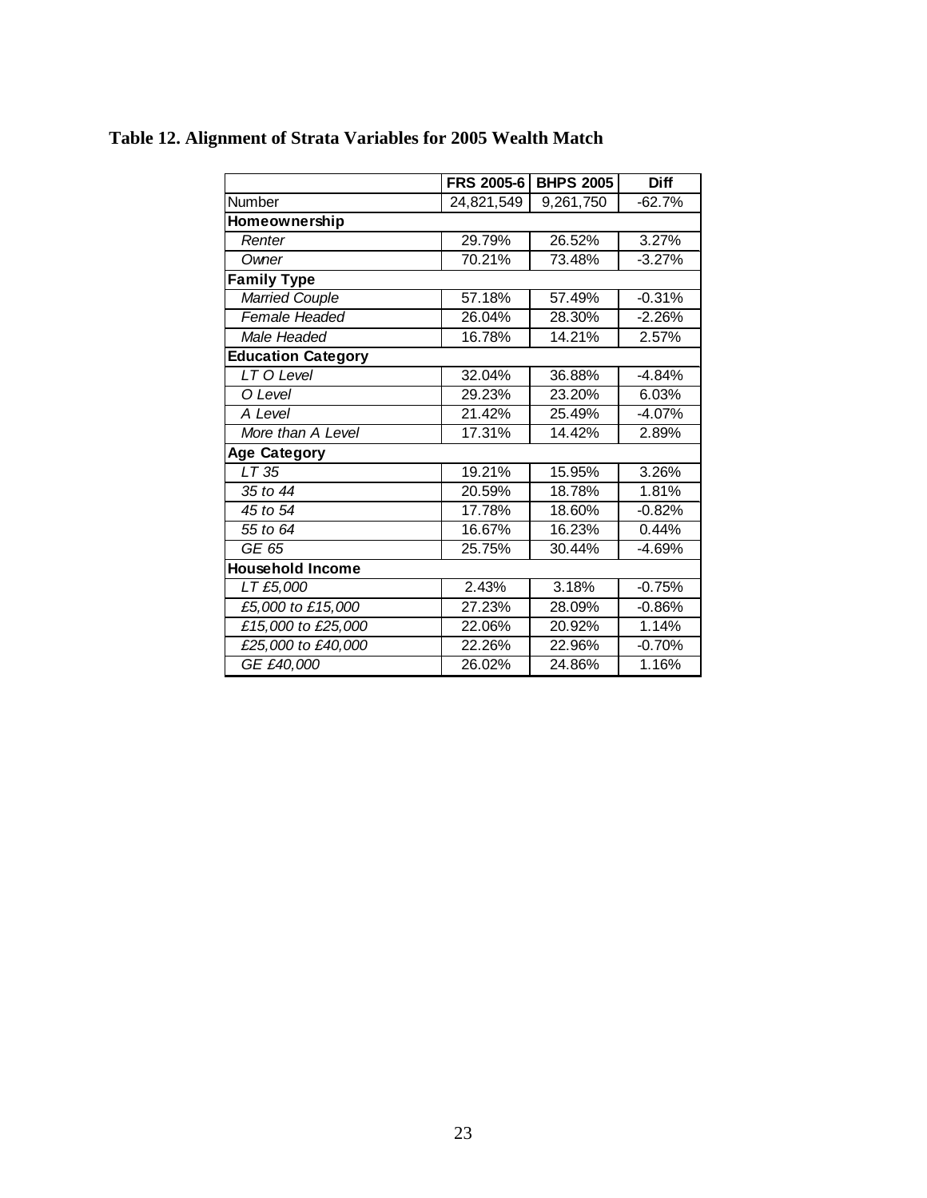**Table 12. Alignment of Strata Variables for 2005 Wealth Match**

| | FRS 2005-6 | BHPS 2005 | Diff |
|---|---|---|---|
| Number | 24,821,549 | 9,261,750 | -62.7% |
| **Homeownership** | | | |
| *Renter* | 29.79% | 26.52% | 3.27% |
| *Owner* | 70.21% | 73.48% | -3.27% |
| **Family Type** | | | |
| *Married Couple* | 57.18% | 57.49% | -0.31% |
| *Female Headed* | 26.04% | 28.30% | -2.26% |
| *Male Headed* | 16.78% | 14.21% | 2.57% |
| **Education Category** | | | |
| *LT O Level* | 32.04% | 36.88% | -4.84% |
| *O Level* | 29.23% | 23.20% | 6.03% |
| *A Level* | 21.42% | 25.49% | -4.07% |
| *More than A Level* | 17.31% | 14.42% | 2.89% |
| **Age Category** | | | |
| *LT 35* | 19.21% | 15.95% | 3.26% |
| *35 to 44* | 20.59% | 18.78% | 1.81% |
| *45 to 54* | 17.78% | 18.60% | -0.82% |
| *55 to 64* | 16.67% | 16.23% | 0.44% |
| *GE 65* | 25.75% | 30.44% | -4.69% |
| **Household Income** | | | |
| *LT £5,000* | 2.43% | 3.18% | -0.75% |
| *£5,000 to £15,000* | 27.23% | 28.09% | -0.86% |
| *£15,000 to £25,000* | 22.06% | 20.92% | 1.14% |
| *£25,000 to £40,000* | 22.26% | 22.96% | -0.70% |
| *GE £40,000* | 26.02% | 24.86% | 1.16% |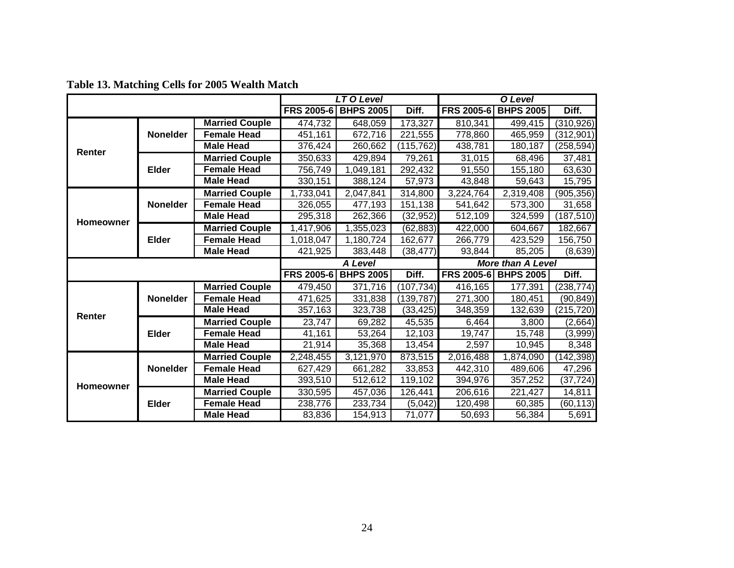**Table 13. Matching Cells for 2005 Wealth Match**

| | | | LT O Level | | | O Level | | |
|---|---|---|---|---|---|---|---|---|
| | | | FRS 2005-6 | BHPS 2005 | Diff. | FRS 2005-6 | BHPS 2005 | Diff. |
| Renter | Nonelder | Married Couple | 474,732 | 648,059 | 173,327 | 810,341 | 499,415 | (310,926) |
| | | Female Head | 451,161 | 672,716 | 221,555 | 778,860 | 465,959 | (312,901) |
| | | Male Head | 376,424 | 260,662 | (115,762) | 438,781 | 180,187 | (258,594) |
| | Elder | Married Couple | 350,633 | 429,894 | 79,261 | 31,015 | 68,496 | 37,481 |
| | | Female Head | 756,749 | 1,049,181 | 292,432 | 91,550 | 155,180 | 63,630 |
| | | Male Head | 330,151 | 388,124 | 57,973 | 43,848 | 59,643 | 15,795 |
| Homeowner | Nonelder | Married Couple | 1,733,041 | 2,047,841 | 314,800 | 3,224,764 | 2,319,408 | (905,356) |
| | | Female Head | 326,055 | 477,193 | 151,138 | 541,642 | 573,300 | 31,658 |
| | | Male Head | 295,318 | 262,366 | (32,952) | 512,109 | 324,599 | (187,510) |
| | Elder | Married Couple | 1,417,906 | 1,355,023 | (62,883) | 422,000 | 604,667 | 182,667 |
| | | Female Head | 1,018,047 | 1,180,724 | 162,677 | 266,779 | 423,529 | 156,750 |
| | | Male Head | 421,925 | 383,448 | (38,477) | 93,844 | 85,205 | (8,639) |
| | | | **A Level** | | | **More than A Level** | | |
| | | | FRS 2005-6 | BHPS 2005 | Diff. | FRS 2005-6 | BHPS 2005 | Diff. |
| Renter | Nonelder | Married Couple | 479,450 | 371,716 | (107,734) | 416,165 | 177,391 | (238,774) |
| | | Female Head | 471,625 | 331,838 | (139,787) | 271,300 | 180,451 | (90,849) |
| | | Male Head | 357,163 | 323,738 | (33,425) | 348,359 | 132,639 | (215,720) |
| | Elder | Married Couple | 23,747 | 69,282 | 45,535 | 6,464 | 3,800 | (2,664) |
| | | Female Head | 41,161 | 53,264 | 12,103 | 19,747 | 15,748 | (3,999) |
| | | Male Head | 21,914 | 35,368 | 13,454 | 2,597 | 10,945 | 8,348 |
| Homeowner | Nonelder | Married Couple | 2,248,455 | 3,121,970 | 873,515 | 2,016,488 | 1,874,090 | (142,398) |
| | | Female Head | 627,429 | 661,282 | 33,853 | 442,310 | 489,606 | 47,296 |
| | | Male Head | 393,510 | 512,612 | 119,102 | 394,976 | 357,252 | (37,724) |
| | Elder | Married Couple | 330,595 | 457,036 | 126,441 | 206,616 | 221,427 | 14,811 |
| | | Female Head | 238,776 | 233,734 | (5,042) | 120,498 | 60,385 | (60,113) |
| | | Male Head | 83,836 | 154,913 | 71,077 | 50,693 | 56,384 | 5,691 |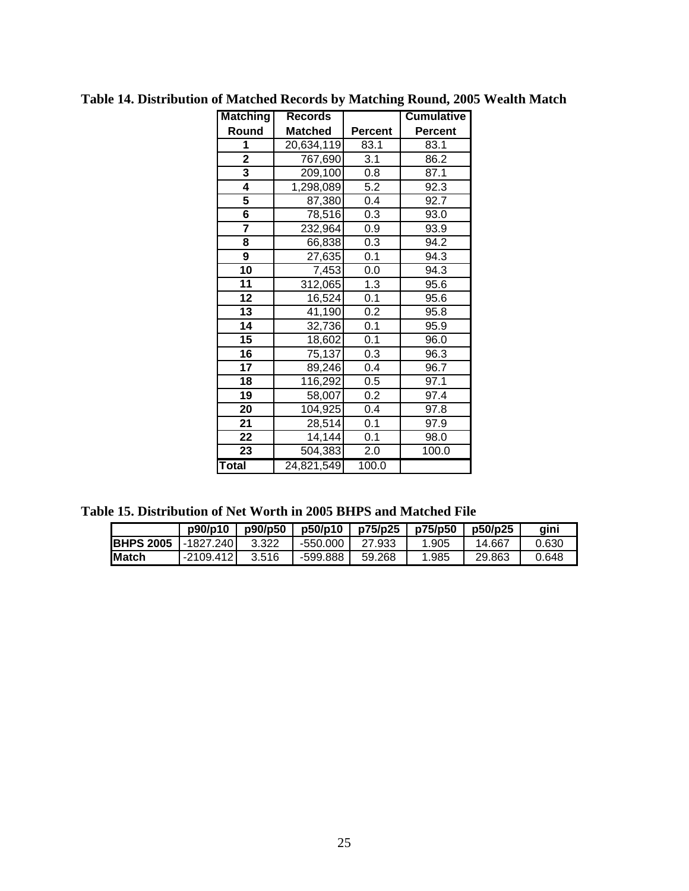**Table 14. Distribution of Matched Records by Matching Round, 2005 Wealth Match**

| Matching Round | Records Matched | Percent | Cumulative Percent |
|---|---|---|---|
| 1 | 20,634,119 | 83.1 | 83.1 |
| 2 | 767,690 | 3.1 | 86.2 |
| 3 | 209,100 | 0.8 | 87.1 |
| 4 | 1,298,089 | 5.2 | 92.3 |
| 5 | 87,380 | 0.4 | 92.7 |
| 6 | 78,516 | 0.3 | 93.0 |
| 7 | 232,964 | 0.9 | 93.9 |
| 8 | 66,838 | 0.3 | 94.2 |
| 9 | 27,635 | 0.1 | 94.3 |
| 10 | 7,453 | 0.0 | 94.3 |
| 11 | 312,065 | 1.3 | 95.6 |
| 12 | 16,524 | 0.1 | 95.6 |
| 13 | 41,190 | 0.2 | 95.8 |
| 14 | 32,736 | 0.1 | 95.9 |
| 15 | 18,602 | 0.1 | 96.0 |
| 16 | 75,137 | 0.3 | 96.3 |
| 17 | 89,246 | 0.4 | 96.7 |
| 18 | 116,292 | 0.5 | 97.1 |
| 19 | 58,007 | 0.2 | 97.4 |
| 20 | 104,925 | 0.4 | 97.8 |
| 21 | 28,514 | 0.1 | 97.9 |
| 22 | 14,144 | 0.1 | 98.0 |
| 23 | 504,383 | 2.0 | 100.0 |
| Total | 24,821,549 | 100.0 | |

**Table 15. Distribution of Net Worth in 2005 BHPS and Matched File**

| | p90/p10 | p90/p50 | p50/p10 | p75/p25 | p75/p50 | p50/p25 | gini |
|---|---|---|---|---|---|---|---|
| **BHPS 2005** | -1827.240 | 3.322 | -550.000 | 27.933 | 1.905 | 14.667 | 0.630 |
| **Match** | -2109.412 | 3.516 | -599.888 | 59.268 | 1.985 | 29.863 | 0.648 |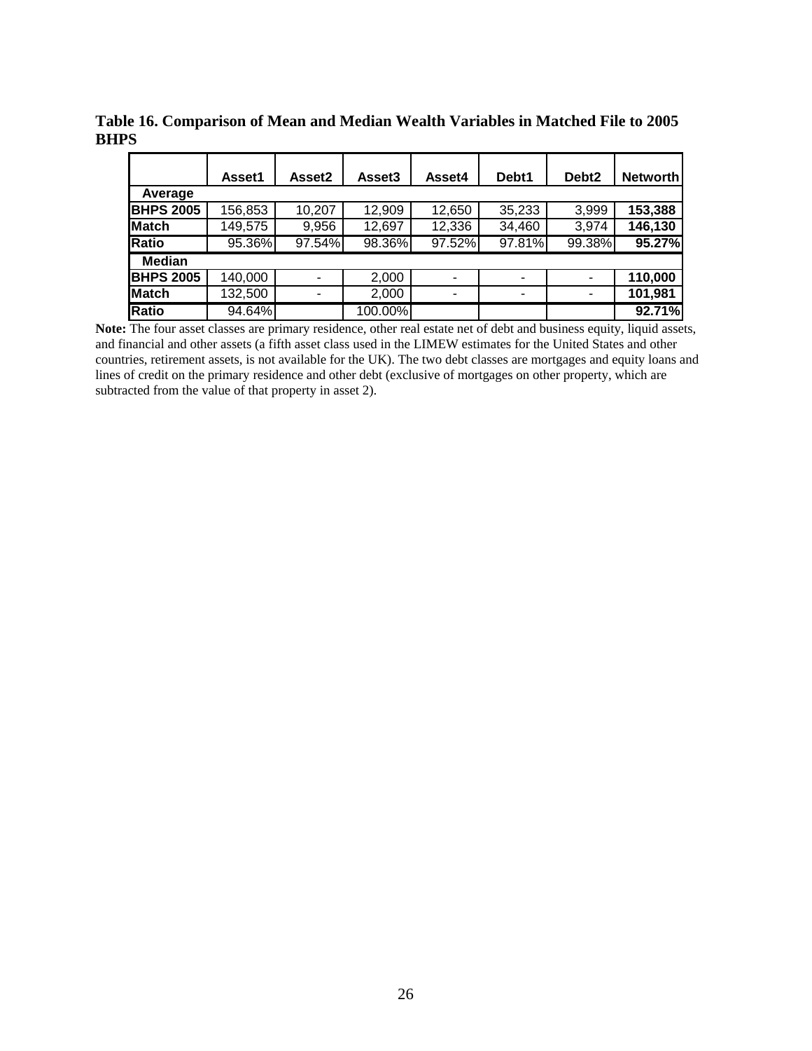**Table 16. Comparison of Mean and Median Wealth Variables in Matched File to 2005 BHPS**

| | Asset1 | Asset2 | Asset3 | Asset4 | Debt1 | Debt2 | Networth |
|---|---|---|---|---|---|---|---|
| **Average** | | | | | | | |
| **BHPS 2005** | 156,853 | 10,207 | 12,909 | 12,650 | 35,233 | 3,999 | **153,388** |
| **Match** | 149,575 | 9,956 | 12,697 | 12,336 | 34,460 | 3,974 | **146,130** |
| **Ratio** | 95.36% | 97.54% | 98.36% | 97.52% | 97.81% | 99.38% | **95.27%** |
| **Median** | | | | | | | |
| **BHPS 2005** | 140,000 | - | 2,000 | - | - | - | **110,000** |
| **Match** | 132,500 | - | 2,000 | - | - | - | **101,981** |
| **Ratio** | 94.64% | | 100.00% | | | | **92.71%** |

**Note:** The four asset classes are primary residence, other real estate net of debt and business equity, liquid assets, and financial and other assets (a fifth asset class used in the LIMEW estimates for the United States and other countries, retirement assets, is not available for the UK). The two debt classes are mortgages and equity loans and lines of credit on the primary residence and other debt (exclusive of mortgages on other property, which are subtracted from the value of that property in asset 2).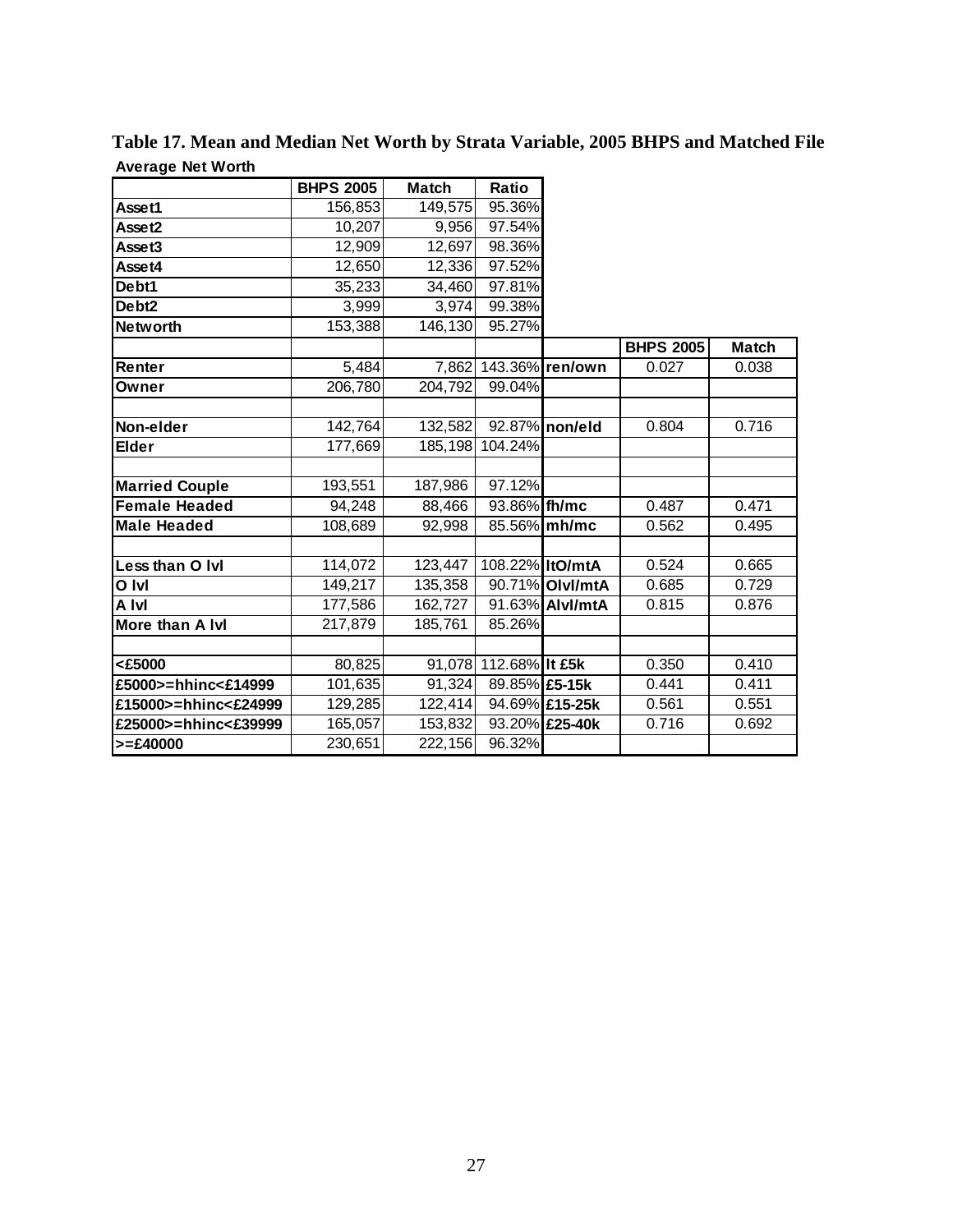**Table 17. Mean and Median Net Worth by Strata Variable, 2005 BHPS and Matched File**

**Average Net Worth**

| | BHPS 2005 | Match | Ratio | | BHPS 2005 | Match |
|---|---|---|---|---|---|---|
| **Asset1** | 156,853 | 149,575 | 95.36% | | | |
| **Asset2** | 10,207 | 9,956 | 97.54% | | | |
| **Asset3** | 12,909 | 12,697 | 98.36% | | | |
| **Asset4** | 12,650 | 12,336 | 97.52% | | | |
| **Debt1** | 35,233 | 34,460 | 97.81% | | | |
| **Debt2** | 3,999 | 3,974 | 99.38% | | | |
| **Networth** | 153,388 | 146,130 | 95.27% | | | |
| | | | | | | |
| **Renter** | 5,484 | 7,862 | 143.36% | **ren/own** | 0.027 | 0.038 |
| **Owner** | 206,780 | 204,792 | 99.04% | | | |
| | | | | | | |
| **Non-elder** | 142,764 | 132,582 | 92.87% | **non/eld** | 0.804 | 0.716 |
| **Elder** | 177,669 | 185,198 | 104.24% | | | |
| | | | | | | |
| **Married Couple** | 193,551 | 187,986 | 97.12% | | | |
| **Female Headed** | 94,248 | 88,466 | 93.86% | **fh/mc** | 0.487 | 0.471 |
| **Male Headed** | 108,689 | 92,998 | 85.56% | **mh/mc** | 0.562 | 0.495 |
| | | | | | | |
| **Less than O lvl** | 114,072 | 123,447 | 108.22% | **ltO/mtA** | 0.524 | 0.665 |
| **O lvl** | 149,217 | 135,358 | 90.71% | **Olvl/mtA** | 0.685 | 0.729 |
| **A lvl** | 177,586 | 162,727 | 91.63% | **Alvl/mtA** | 0.815 | 0.876 |
| **More than A lvl** | 217,879 | 185,761 | 85.26% | | | |
| | | | | | | |
| **<£5000** | 80,825 | 91,078 | 112.68% | **lt £5k** | 0.350 | 0.410 |
| **£5000>=hhinc<£14999** | 101,635 | 91,324 | 89.85% | **£5-15k** | 0.441 | 0.411 |
| **£15000>=hhinc<£24999** | 129,285 | 122,414 | 94.69% | **£15-25k** | 0.561 | 0.551 |
| **£25000>=hhinc<£39999** | 165,057 | 153,832 | 93.20% | **£25-40k** | 0.716 | 0.692 |
| **>=£40000** | 230,651 | 222,156 | 96.32% | | | |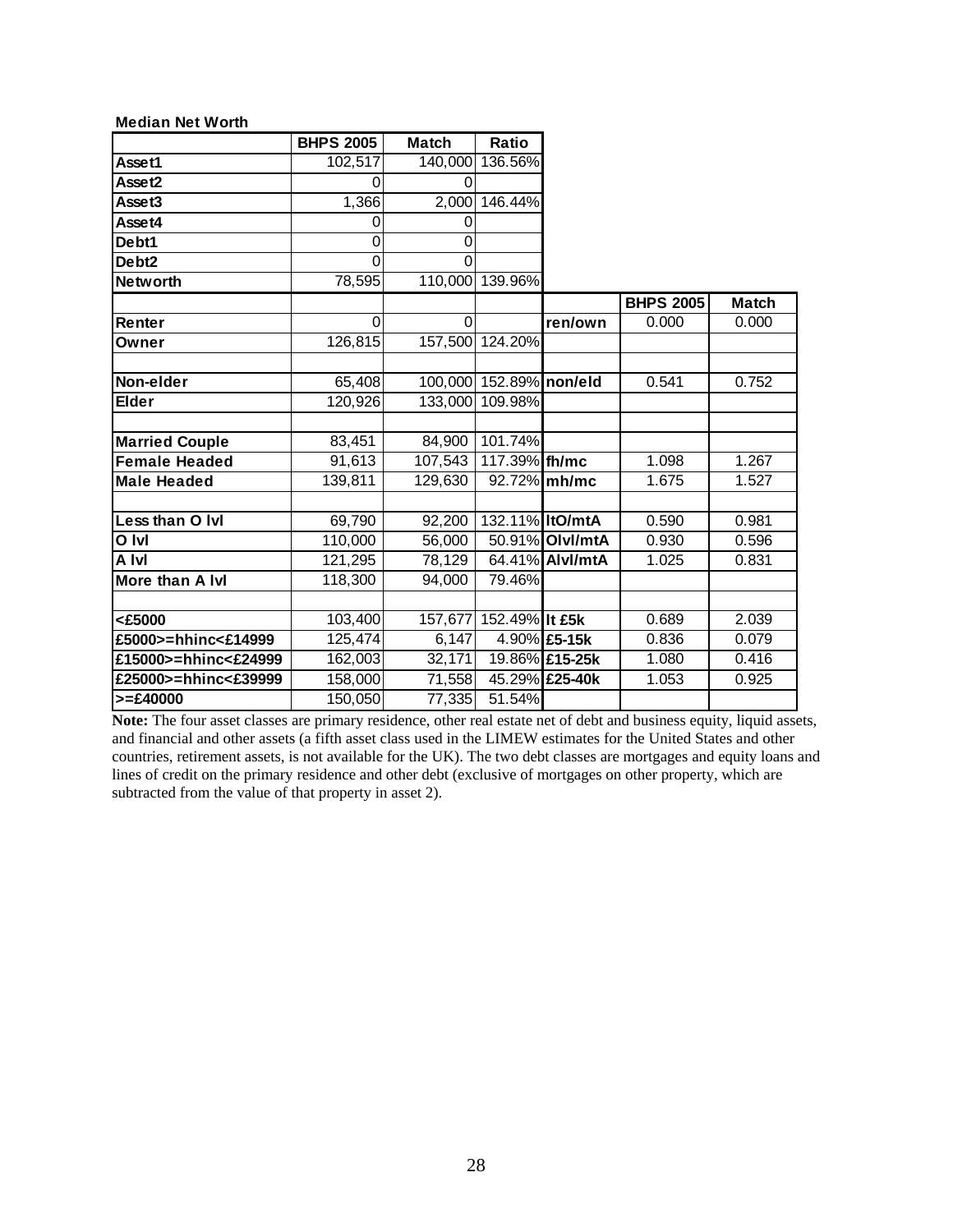**Median Net Worth**

| | BHPS 2005 | Match | Ratio | | BHPS 2005 | Match |
|---|---|---|---|---|---|---|
| Asset1 | 102,517 | 140,000 | 136.56% | | | |
| Asset2 | 0 | 0 | | | | |
| Asset3 | 1,366 | 2,000 | 146.44% | | | |
| Asset4 | 0 | 0 | | | | |
| Debt1 | 0 | 0 | | | | |
| Debt2 | 0 | 0 | | | | |
| Networth | 78,595 | 110,000 | 139.96% | | | |
| | | | | | **BHPS 2005** | **Match** |
| Renter | 0 | 0 | | ren/own | 0.000 | 0.000 |
| Owner | 126,815 | 157,500 | 124.20% | | | |
| | | | | | | |
| Non-elder | 65,408 | 100,000 | 152.89% | non/eld | 0.541 | 0.752 |
| Elder | 120,926 | 133,000 | 109.98% | | | |
| | | | | | | |
| Married Couple | 83,451 | 84,900 | 101.74% | | | |
| Female Headed | 91,613 | 107,543 | 117.39% | fh/mc | 1.098 | 1.267 |
| Male Headed | 139,811 | 129,630 | 92.72% | mh/mc | 1.675 | 1.527 |
| | | | | | | |
| Less than O lvl | 69,790 | 92,200 | 132.11% | ltO/mtA | 0.590 | 0.981 |
| O lvl | 110,000 | 56,000 | 50.91% | Olvl/mtA | 0.930 | 0.596 |
| A lvl | 121,295 | 78,129 | 64.41% | Alvl/mtA | 1.025 | 0.831 |
| More than A lvl | 118,300 | 94,000 | 79.46% | | | |
| | | | | | | |
| <£5000 | 103,400 | 157,677 | 152.49% | lt £5k | 0.689 | 2.039 |
| £5000>=hhinc<£14999 | 125,474 | 6,147 | 4.90% | £5-15k | 0.836 | 0.079 |
| £15000>=hhinc<£24999 | 162,003 | 32,171 | 19.86% | £15-25k | 1.080 | 0.416 |
| £25000>=hhinc<£39999 | 158,000 | 71,558 | 45.29% | £25-40k | 1.053 | 0.925 |
| >=£40000 | 150,050 | 77,335 | 51.54% | | | |

**Note:** The four asset classes are primary residence, other real estate net of debt and business equity, liquid assets, and financial and other assets (a fifth asset class used in the LIMEW estimates for the United States and other countries, retirement assets, is not available for the UK). The two debt classes are mortgages and equity loans and lines of credit on the primary residence and other debt (exclusive of mortgages on other property, which are subtracted from the value of that property in asset 2).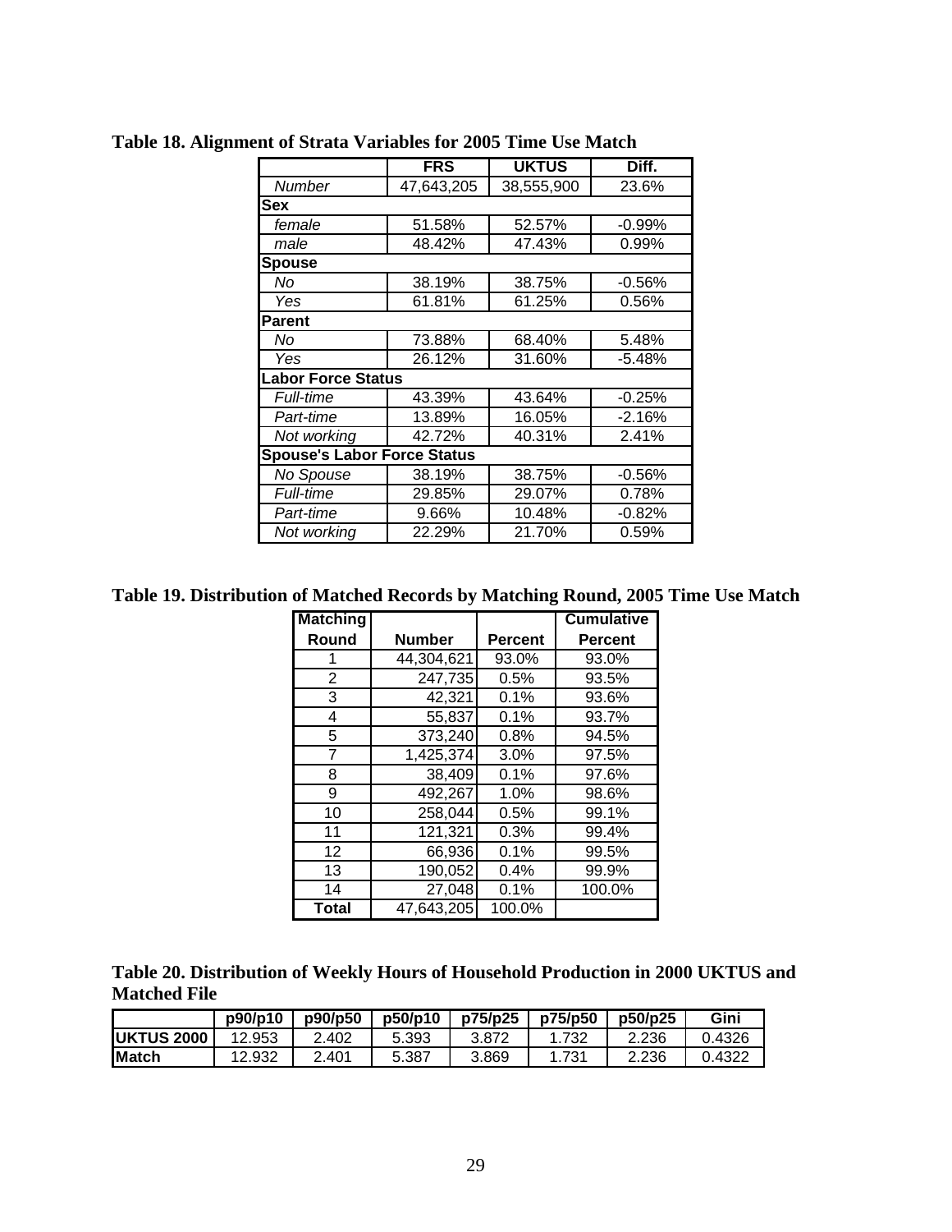**Table 18. Alignment of Strata Variables for 2005 Time Use Match**

| | FRS | UKTUS | Diff. |
|---|---|---|---|
| *Number* | 47,643,205 | 38,555,900 | 23.6% |
| **Sex** | | | |
| *female* | 51.58% | 52.57% | -0.99% |
| *male* | 48.42% | 47.43% | 0.99% |
| **Spouse** | | | |
| *No* | 38.19% | 38.75% | -0.56% |
| *Yes* | 61.81% | 61.25% | 0.56% |
| **Parent** | | | |
| *No* | 73.88% | 68.40% | 5.48% |
| *Yes* | 26.12% | 31.60% | -5.48% |
| **Labor Force Status** | | | |
| *Full-time* | 43.39% | 43.64% | -0.25% |
| *Part-time* | 13.89% | 16.05% | -2.16% |
| *Not working* | 42.72% | 40.31% | 2.41% |
| **Spouse's Labor Force Status** | | | |
| *No Spouse* | 38.19% | 38.75% | -0.56% |
| *Full-time* | 29.85% | 29.07% | 0.78% |
| *Part-time* | 9.66% | 10.48% | -0.82% |
| *Not working* | 22.29% | 21.70% | 0.59% |

**Table 19. Distribution of Matched Records by Matching Round, 2005 Time Use Match**

| Matching Round | Number | Percent | Cumulative Percent |
|---|---|---|---|
| 1 | 44,304,621 | 93.0% | 93.0% |
| 2 | 247,735 | 0.5% | 93.5% |
| 3 | 42,321 | 0.1% | 93.6% |
| 4 | 55,837 | 0.1% | 93.7% |
| 5 | 373,240 | 0.8% | 94.5% |
| 7 | 1,425,374 | 3.0% | 97.5% |
| 8 | 38,409 | 0.1% | 97.6% |
| 9 | 492,267 | 1.0% | 98.6% |
| 10 | 258,044 | 0.5% | 99.1% |
| 11 | 121,321 | 0.3% | 99.4% |
| 12 | 66,936 | 0.1% | 99.5% |
| 13 | 190,052 | 0.4% | 99.9% |
| 14 | 27,048 | 0.1% | 100.0% |
| **Total** | 47,643,205 | 100.0% | |

**Table 20. Distribution of Weekly Hours of Household Production in 2000 UKTUS and Matched File**

| | p90/p10 | p90/p50 | p50/p10 | p75/p25 | p75/p50 | p50/p25 | Gini |
|---|---|---|---|---|---|---|---|
| **UKTUS 2000** | 12.953 | 2.402 | 5.393 | 3.872 | 1.732 | 2.236 | 0.4326 |
| **Match** | 12.932 | 2.401 | 5.387 | 3.869 | 1.731 | 2.236 | 0.4322 |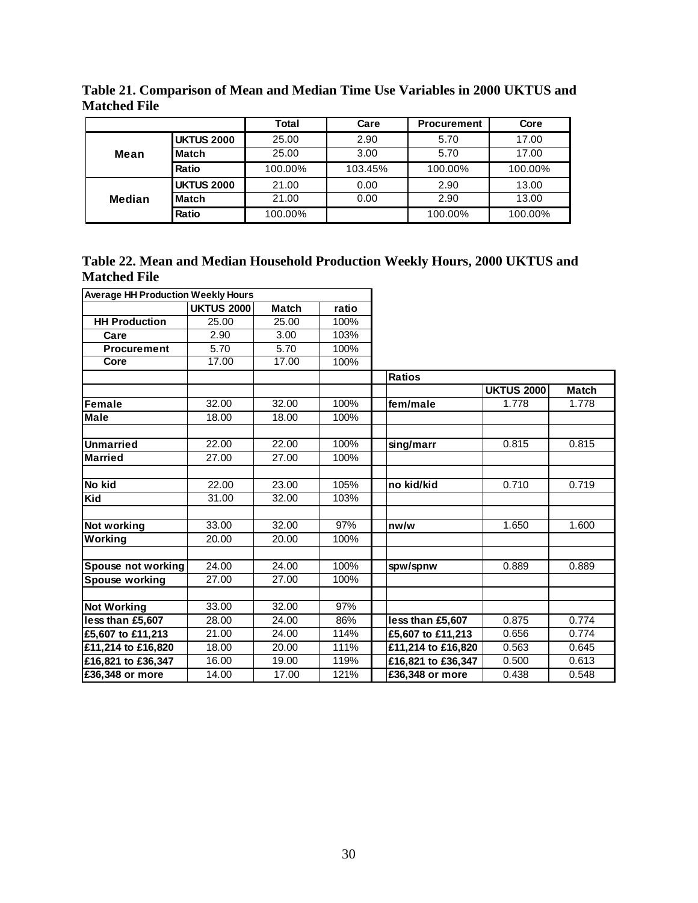**Table 21. Comparison of Mean and Median Time Use Variables in 2000 UKTUS and Matched File**

| | | Total | Care | Procurement | Core |
|---|---|---|---|---|---|
| Mean | UKTUS 2000 | 25.00 | 2.90 | 5.70 | 17.00 |
| | Match | 25.00 | 3.00 | 5.70 | 17.00 |
| | Ratio | 100.00% | 103.45% | 100.00% | 100.00% |
| Median | UKTUS 2000 | 21.00 | 0.00 | 2.90 | 13.00 |
| | Match | 21.00 | 0.00 | 2.90 | 13.00 |
| | Ratio | 100.00% | | 100.00% | 100.00% |

**Table 22. Mean and Median Household Production Weekly Hours, 2000 UKTUS and Matched File**

| Average HH Production Weekly Hours | | | | | | |
|---|---|---|---|---|---|---|
| | UKTUS 2000 | Match | ratio | | | |
| HH Production | 25.00 | 25.00 | 100% | | | |
| Care | 2.90 | 3.00 | 103% | | | |
| Procurement | 5.70 | 5.70 | 100% | | | |
| Core | 17.00 | 17.00 | 100% | Ratios | | |
| | | | | | UKTUS 2000 | Match |
| Female | 32.00 | 32.00 | 100% | fem/male | 1.778 | 1.778 |
| Male | 18.00 | 18.00 | 100% | | | |
| | | | | | | |
| Unmarried | 22.00 | 22.00 | 100% | sing/marr | 0.815 | 0.815 |
| Married | 27.00 | 27.00 | 100% | | | |
| | | | | | | |
| No kid | 22.00 | 23.00 | 105% | no kid/kid | 0.710 | 0.719 |
| Kid | 31.00 | 32.00 | 103% | | | |
| | | | | | | |
| Not working | 33.00 | 32.00 | 97% | nw/w | 1.650 | 1.600 |
| Working | 20.00 | 20.00 | 100% | | | |
| | | | | | | |
| Spouse not working | 24.00 | 24.00 | 100% | spw/spnw | 0.889 | 0.889 |
| Spouse working | 27.00 | 27.00 | 100% | | | |
| | | | | | | |
| Not Working | 33.00 | 32.00 | 97% | | | |
| less than £5,607 | 28.00 | 24.00 | 86% | less than £5,607 | 0.875 | 0.774 |
| £5,607 to £11,213 | 21.00 | 24.00 | 114% | £5,607 to £11,213 | 0.656 | 0.774 |
| £11,214 to £16,820 | 18.00 | 20.00 | 111% | £11,214 to £16,820 | 0.563 | 0.645 |
| £16,821 to £36,347 | 16.00 | 19.00 | 119% | £16,821 to £36,347 | 0.500 | 0.613 |
| £36,348 or more | 14.00 | 17.00 | 121% | £36,348 or more | 0.438 | 0.548 |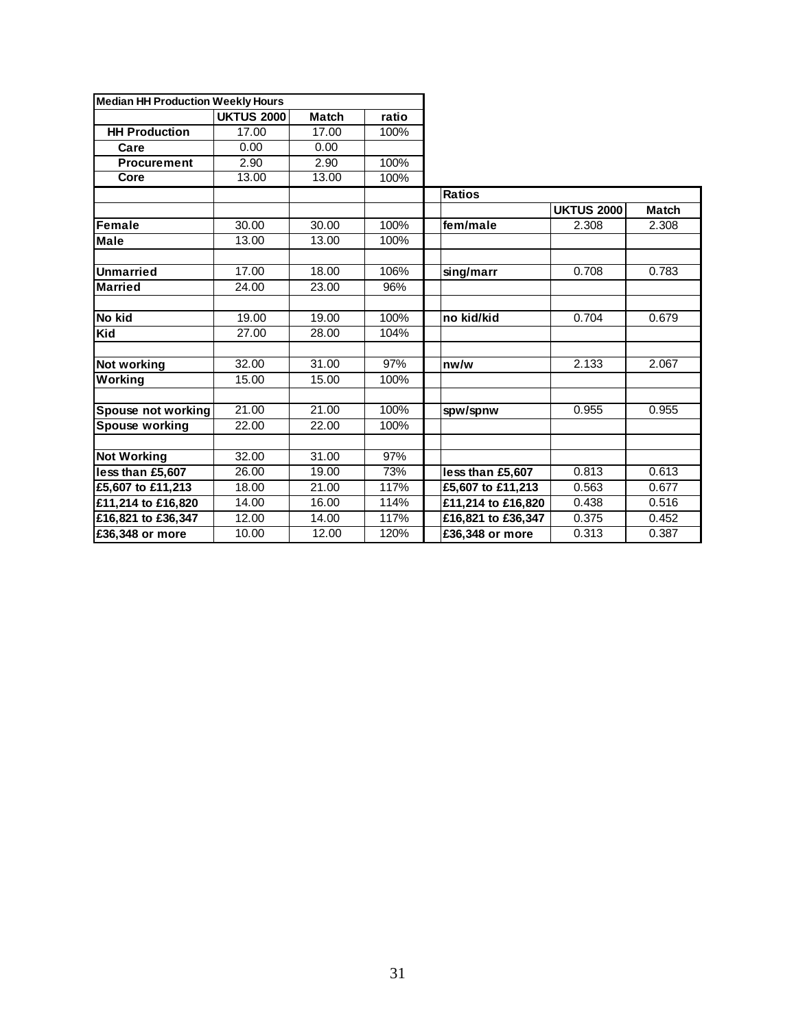| Median HH Production Weekly Hours | | | | | Ratios | | |
|---|---|---|---|---|---|---|---|
| | UKTUS 2000 | Match | ratio | | | UKTUS 2000 | Match |
| HH Production | 17.00 | 17.00 | 100% | | | | |
| Care | 0.00 | 0.00 | | | | | |
| Procurement | 2.90 | 2.90 | 100% | | | | |
| Core | 13.00 | 13.00 | 100% | | | | |
| Female | 30.00 | 30.00 | 100% | | fem/male | 2.308 | 2.308 |
| Male | 13.00 | 13.00 | 100% | | | | |
| | | | | | | | |
| Unmarried | 17.00 | 18.00 | 106% | | sing/marr | 0.708 | 0.783 |
| Married | 24.00 | 23.00 | 96% | | | | |
| | | | | | | | |
| No kid | 19.00 | 19.00 | 100% | | no kid/kid | 0.704 | 0.679 |
| Kid | 27.00 | 28.00 | 104% | | | | |
| | | | | | | | |
| Not working | 32.00 | 31.00 | 97% | | nw/w | 2.133 | 2.067 |
| Working | 15.00 | 15.00 | 100% | | | | |
| | | | | | | | |
| Spouse not working | 21.00 | 21.00 | 100% | | spw/spnw | 0.955 | 0.955 |
| Spouse working | 22.00 | 22.00 | 100% | | | | |
| | | | | | | | |
| Not Working | 32.00 | 31.00 | 97% | | | | |
| less than £5,607 | 26.00 | 19.00 | 73% | | less than £5,607 | 0.813 | 0.613 |
| £5,607 to £11,213 | 18.00 | 21.00 | 117% | | £5,607 to £11,213 | 0.563 | 0.677 |
| £11,214 to £16,820 | 14.00 | 16.00 | 114% | | £11,214 to £16,820 | 0.438 | 0.516 |
| £16,821 to £36,347 | 12.00 | 14.00 | 117% | | £16,821 to £36,347 | 0.375 | 0.452 |
| £36,348 or more | 10.00 | 12.00 | 120% | | £36,348 or more | 0.313 | 0.387 |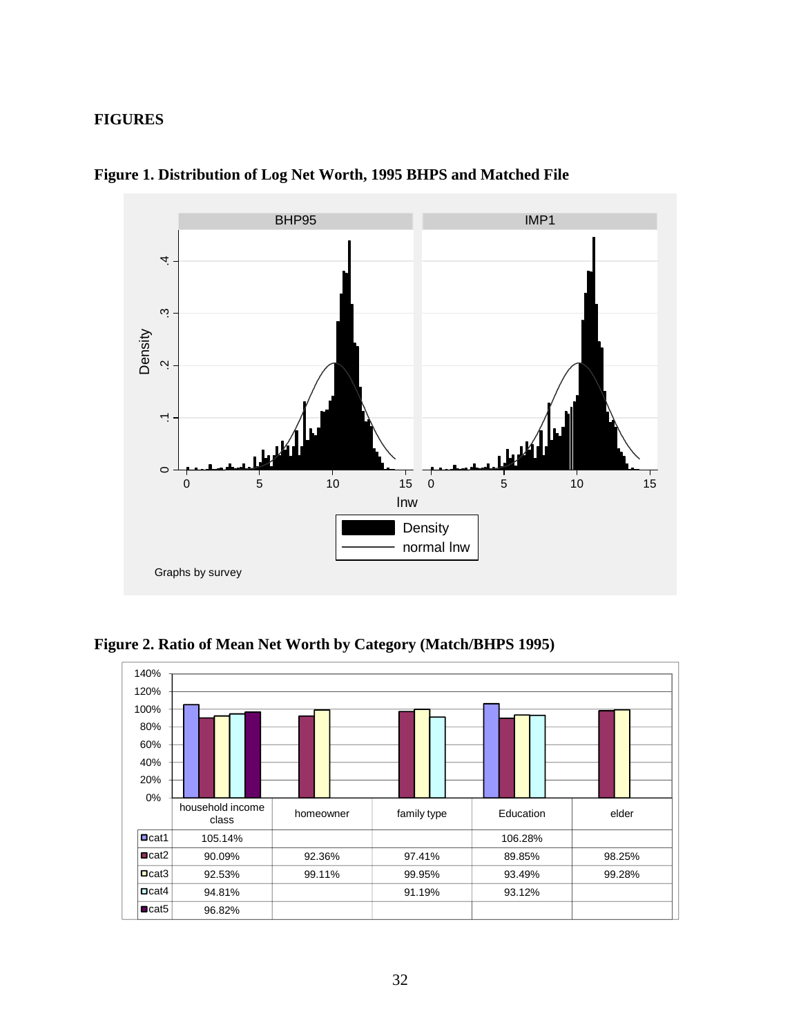## FIGURES

**Figure 1. Distribution of Log Net Worth, 1995 BHPS and Matched File**

**Figure 2. Ratio of Mean Net Worth by Category (Match/BHPS 1995)**

| | household income class | homeowner | family type | Education | elder |
|---|---|---|---|---|---|
| cat1 | 105.14% | | | 106.28% | |
| cat2 | 90.09% | 92.36% | 97.41% | 89.85% | 98.25% |
| cat3 | 92.53% | 99.11% | 99.95% | 93.49% | 99.28% |
| cat4 | 94.81% | | 91.19% | 93.12% | |
| cat5 | 96.82% | | | | |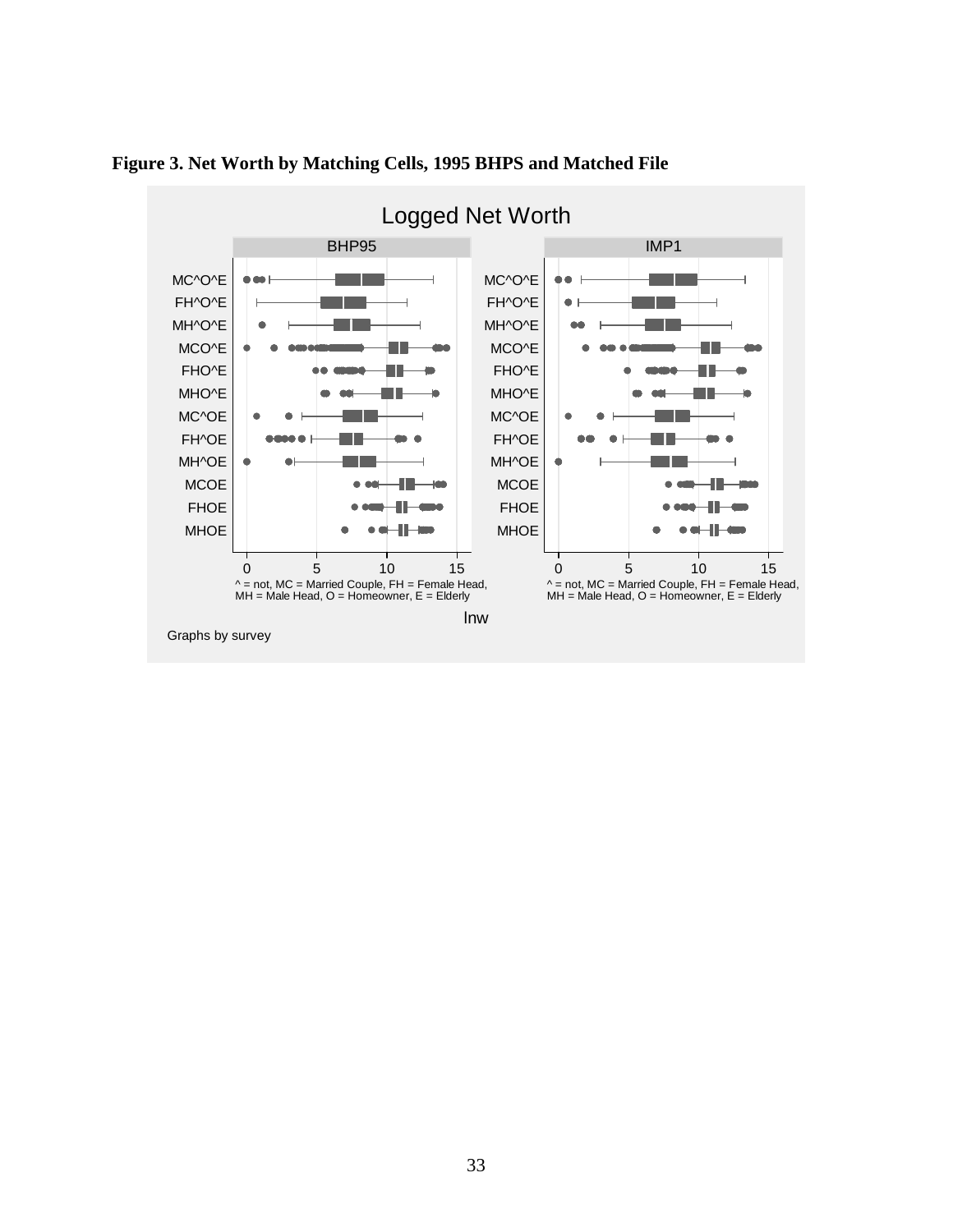**Figure 3. Net Worth by Matching Cells, 1995 BHPS and Matched File**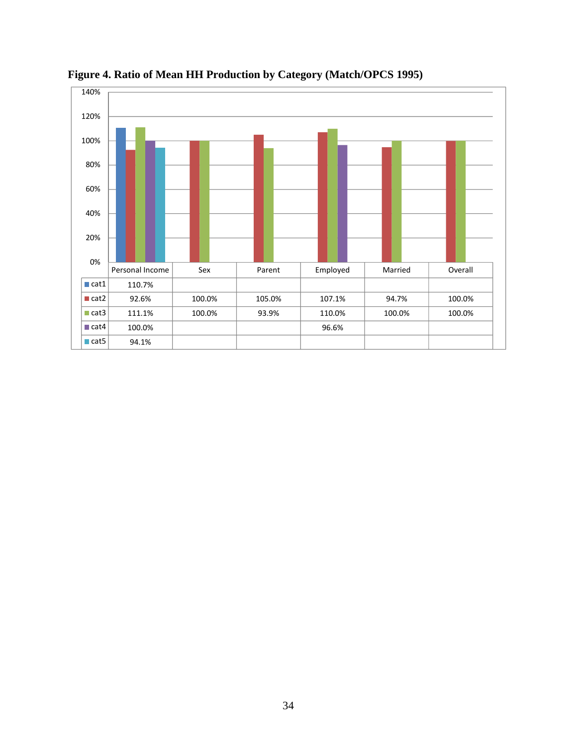**Figure 4. Ratio of Mean HH Production by Category (Match/OPCS 1995)**

| | Personal Income | Sex | Parent | Employed | Married | Overall |
|---|---|---|---|---|---|---|
| cat1 | 110.7% | | | | | |
| cat2 | 92.6% | 100.0% | 105.0% | 107.1% | 94.7% | 100.0% |
| cat3 | 111.1% | 100.0% | 93.9% | 110.0% | 100.0% | 100.0% |
| cat4 | 100.0% | | | 96.6% | | |
| cat5 | 94.1% | | | | | |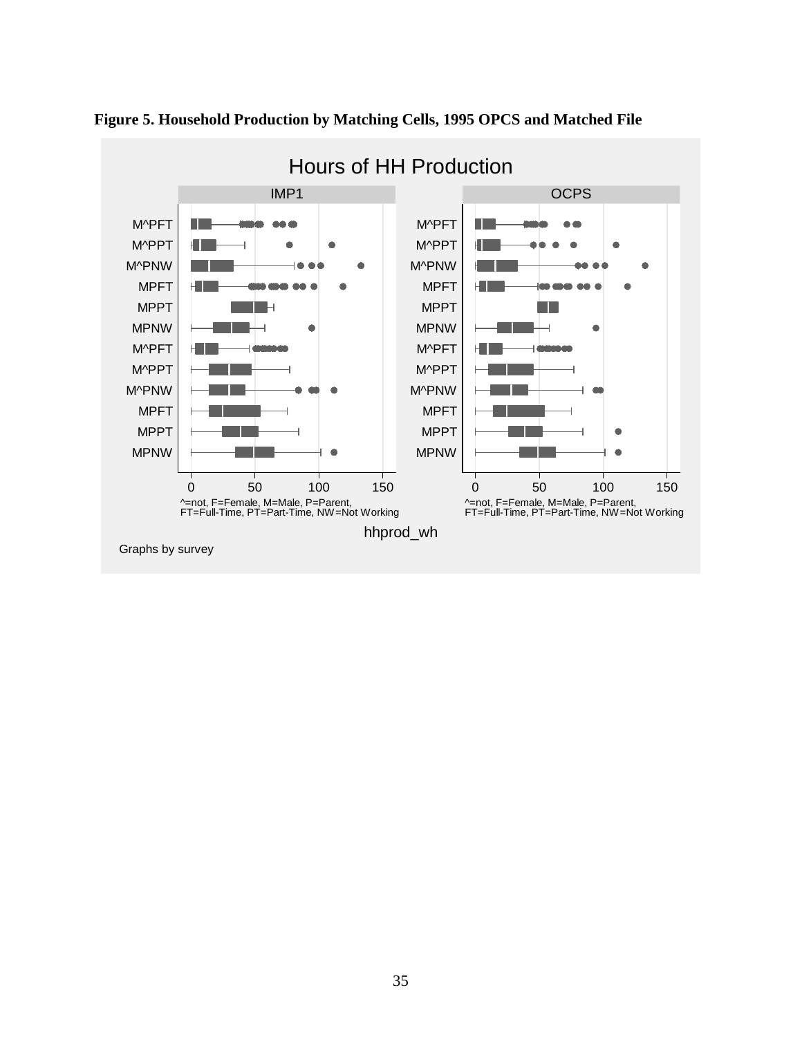**Figure 5. Household Production by Matching Cells, 1995 OPCS and Matched File**

Hours of HH Production

| IMP1 | OCPS |
|---|---|
| M^PFT | M^PFT |
| M^PPT | M^PPT |
| M^PNW | M^PNW |
| MPFT | MPFT |
| MPPT | MPPT |
| MPNW | MPNW |
| M^PFT | M^PFT |
| M^PPT | M^PPT |
| M^PNW | M^PNW |
| MPFT | MPFT |
| MPPT | MPPT |
| MPNW | MPNW |

0 50 100 150

^=not, F=Female, M=Male, P=Parent, FT=Full-Time, PT=Part-Time, NW=Not Working

hhprod_wh

Graphs by survey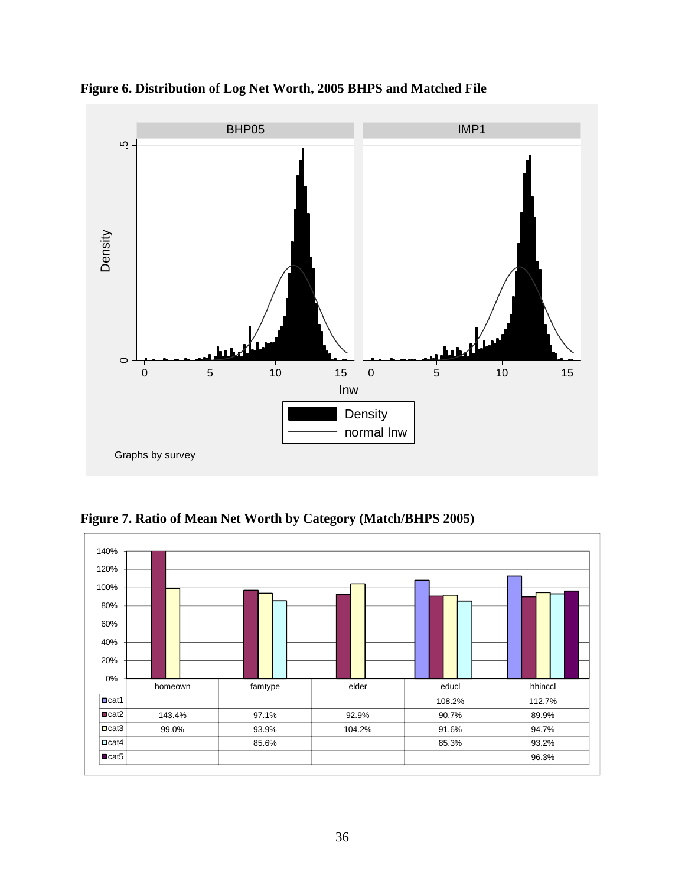**Figure 6. Distribution of Log Net Worth, 2005 BHPS and Matched File**

**Figure 7. Ratio of Mean Net Worth by Category (Match/BHPS 2005)**

| | homeown | famtype | elder | educl | hhinccl |
|---|---|---|---|---|---|
| cat1 | | | | 108.2% | 112.7% |
| cat2 | 143.4% | 97.1% | 92.9% | 90.7% | 89.9% |
| cat3 | 99.0% | 93.9% | 104.2% | 91.6% | 94.7% |
| cat4 | | 85.6% | | 85.3% | 93.2% |
| cat5 | | | | | 96.3% |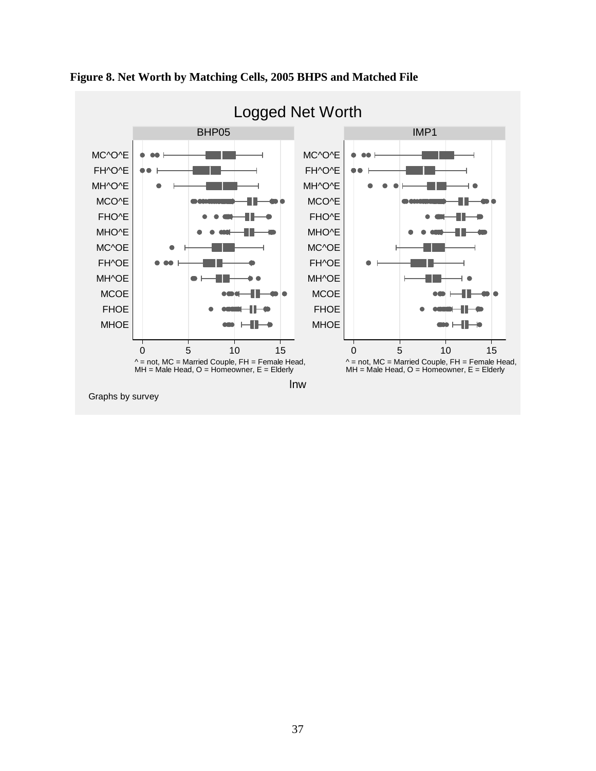**Figure 8. Net Worth by Matching Cells, 2005 BHPS and Matched File**

Logged Net Worth

BHP05 | IMP1

MC^O^E
FH^O^E
MH^O^E
MCO^E
FHO^E
MHO^E
MC^OE
FH^OE
MH^OE
MCOE
FHOE
MHOE

0 5 10 15

^ = not, MC = Married Couple, FH = Female Head, MH = Male Head, O = Homeowner, E = Elderly

lnw

Graphs by survey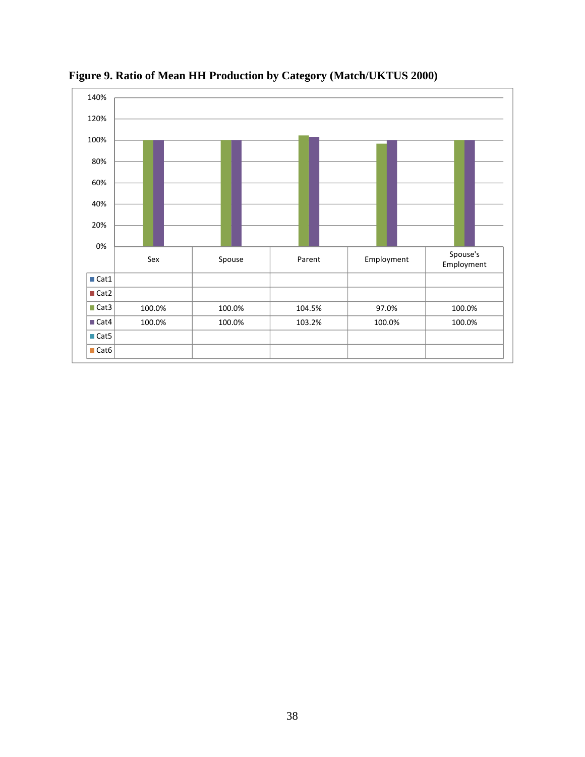**Figure 9. Ratio of Mean HH Production by Category (Match/UKTUS 2000)**

| | Sex | Spouse | Parent | Employment | Spouse's Employment |
|---|---|---|---|---|---|
| Cat1 | | | | | |
| Cat2 | | | | | |
| Cat3 | 100.0% | 100.0% | 104.5% | 97.0% | 100.0% |
| Cat4 | 100.0% | 100.0% | 103.2% | 100.0% | 100.0% |
| Cat5 | | | | | |
| Cat6 | | | | | |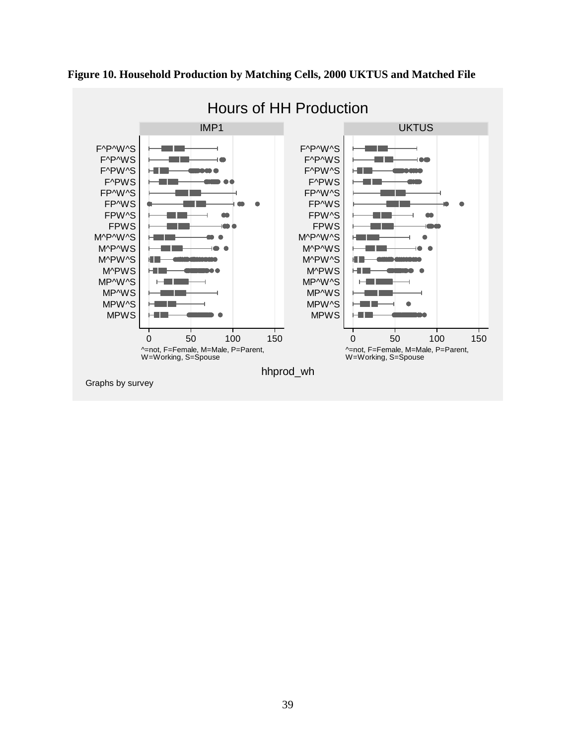**Figure 10. Household Production by Matching Cells, 2000 UKTUS and Matched File**

Hours of HH Production

IMP1

UKTUS

F^P^W^S
F^P^WS
F^PW^S
F^PWS
FP^W^S
FP^WS
FPW^S
FPWS
M^P^W^S
M^P^WS
M^PW^S
M^PWS
MP^W^S
MP^WS
MPW^S
MPWS

0 50 100 150

^=not, F=Female, M=Male, P=Parent, W=Working, S=Spouse

hhprod_wh

Graphs by survey